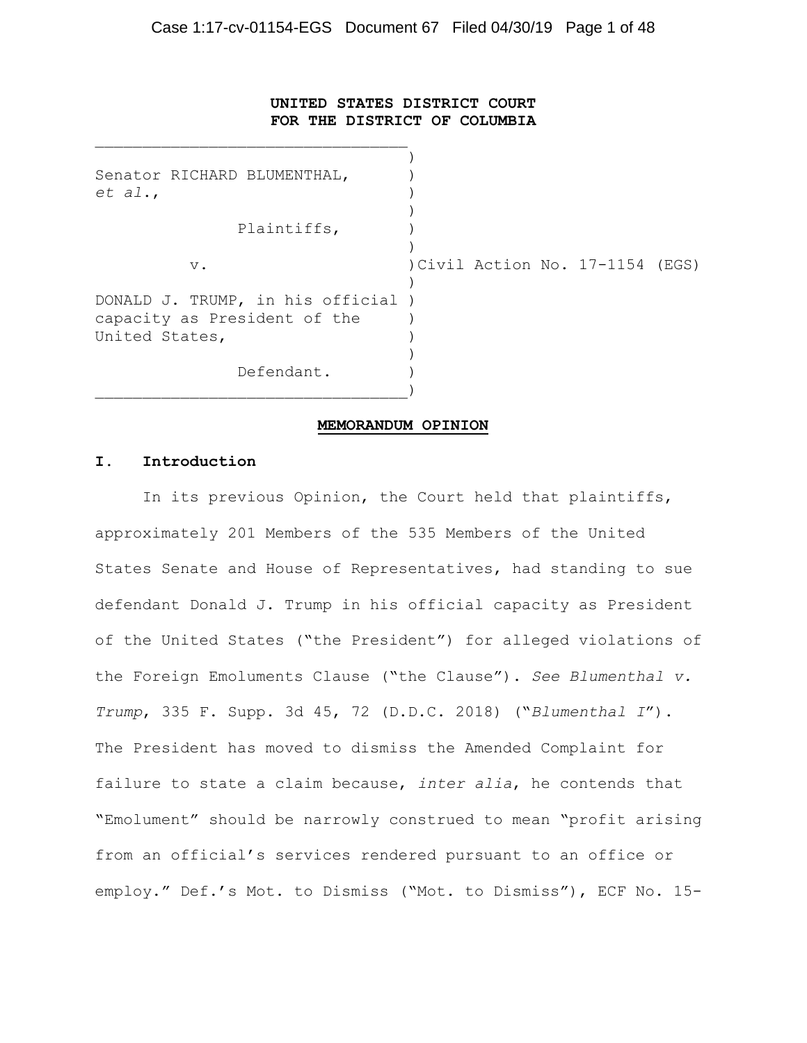**UNITED STATES DISTRICT COURT**
**FOR THE DISTRICT OF COLUMBIA**

Senator RICHARD BLUMENTHAL, *et al.*,

Plaintiffs,

v.

DONALD J. TRUMP, in his official capacity as President of the United States,

Defendant.

Civil Action No. 17-1154 (EGS)

**MEMORANDUM OPINION**

## I. Introduction

In its previous Opinion, the Court held that plaintiffs, approximately 201 Members of the 535 Members of the United States Senate and House of Representatives, had standing to sue defendant Donald J. Trump in his official capacity as President of the United States ("the President") for alleged violations of the Foreign Emoluments Clause ("the Clause"). *See Blumenthal v. Trump*, 335 F. Supp. 3d 45, 72 (D.D.C. 2018) ("*Blumenthal I*"). The President has moved to dismiss the Amended Complaint for failure to state a claim because, *inter alia*, he contends that "Emolument" should be narrowly construed to mean "profit arising from an official's services rendered pursuant to an office or employ." Def.'s Mot. to Dismiss ("Mot. to Dismiss"), ECF No. 15-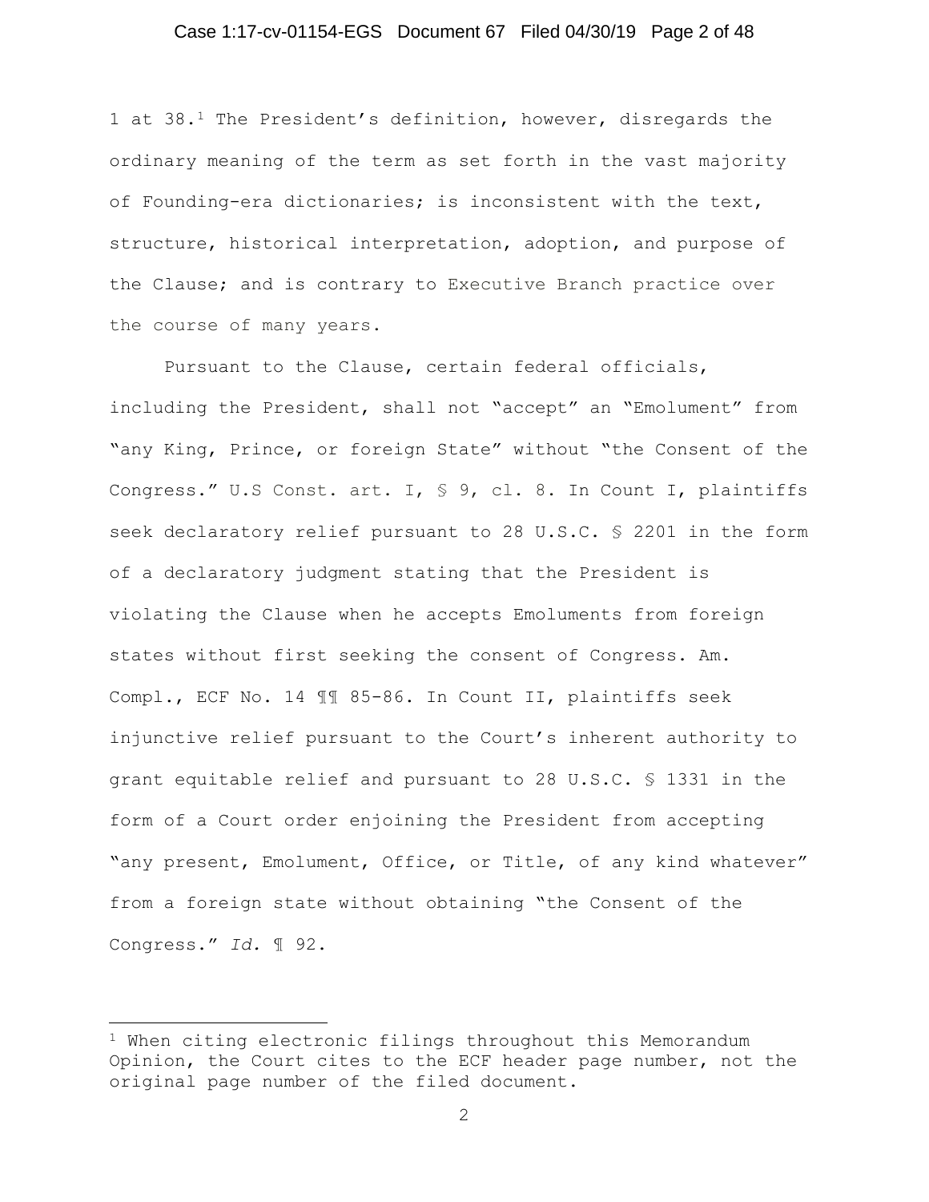1 at 38.[1] The President's definition, however, disregards the ordinary meaning of the term as set forth in the vast majority of Founding-era dictionaries; is inconsistent with the text, structure, historical interpretation, adoption, and purpose of the Clause; and is contrary to Executive Branch practice over the course of many years.

Pursuant to the Clause, certain federal officials, including the President, shall not "accept" an "Emolument" from "any King, Prince, or foreign State" without "the Consent of the Congress." U.S Const. art. I, § 9, cl. 8. In Count I, plaintiffs seek declaratory relief pursuant to 28 U.S.C. § 2201 in the form of a declaratory judgment stating that the President is violating the Clause when he accepts Emoluments from foreign states without first seeking the consent of Congress. Am. Compl., ECF No. 14 ¶¶ 85-86. In Count II, plaintiffs seek injunctive relief pursuant to the Court's inherent authority to grant equitable relief and pursuant to 28 U.S.C. § 1331 in the form of a Court order enjoining the President from accepting "any present, Emolument, Office, or Title, of any kind whatever" from a foreign state without obtaining "the Consent of the Congress." *Id.* ¶ 92.

[1] When citing electronic filings throughout this Memorandum Opinion, the Court cites to the ECF header page number, not the original page number of the filed document.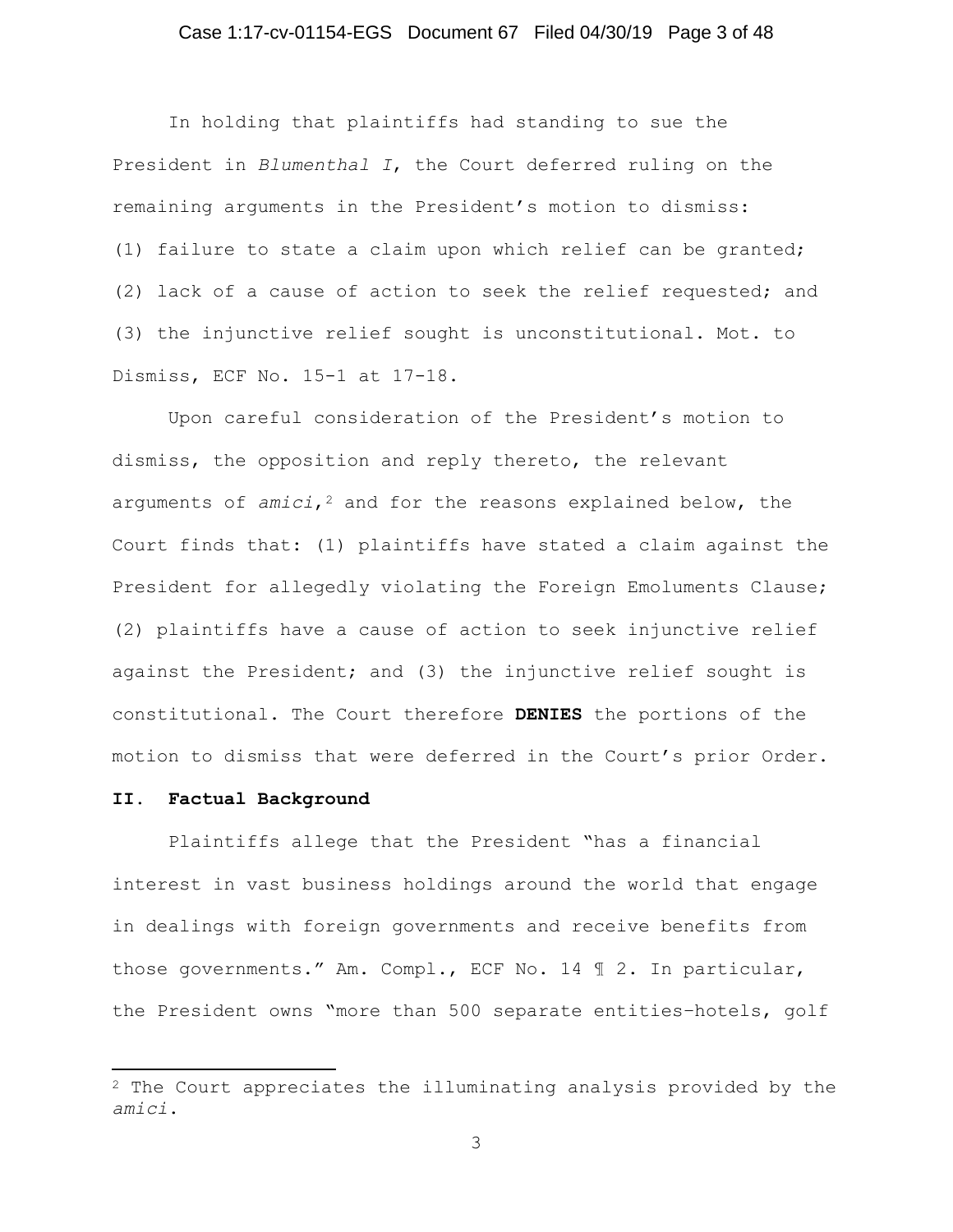In holding that plaintiffs had standing to sue the President in *Blumenthal I*, the Court deferred ruling on the remaining arguments in the President's motion to dismiss: (1) failure to state a claim upon which relief can be granted; (2) lack of a cause of action to seek the relief requested; and (3) the injunctive relief sought is unconstitutional. Mot. to Dismiss, ECF No. 15-1 at 17-18.

Upon careful consideration of the President's motion to dismiss, the opposition and reply thereto, the relevant arguments of *amici*,[2] and for the reasons explained below, the Court finds that: (1) plaintiffs have stated a claim against the President for allegedly violating the Foreign Emoluments Clause; (2) plaintiffs have a cause of action to seek injunctive relief against the President; and (3) the injunctive relief sought is constitutional. The Court therefore **DENIES** the portions of the motion to dismiss that were deferred in the Court's prior Order.

## II. Factual Background

Plaintiffs allege that the President "has a financial interest in vast business holdings around the world that engage in dealings with foreign governments and receive benefits from those governments." Am. Compl., ECF No. 14 ¶ 2. In particular, the President owns "more than 500 separate entities—hotels, golf

[2] The Court appreciates the illuminating analysis provided by the *amici*.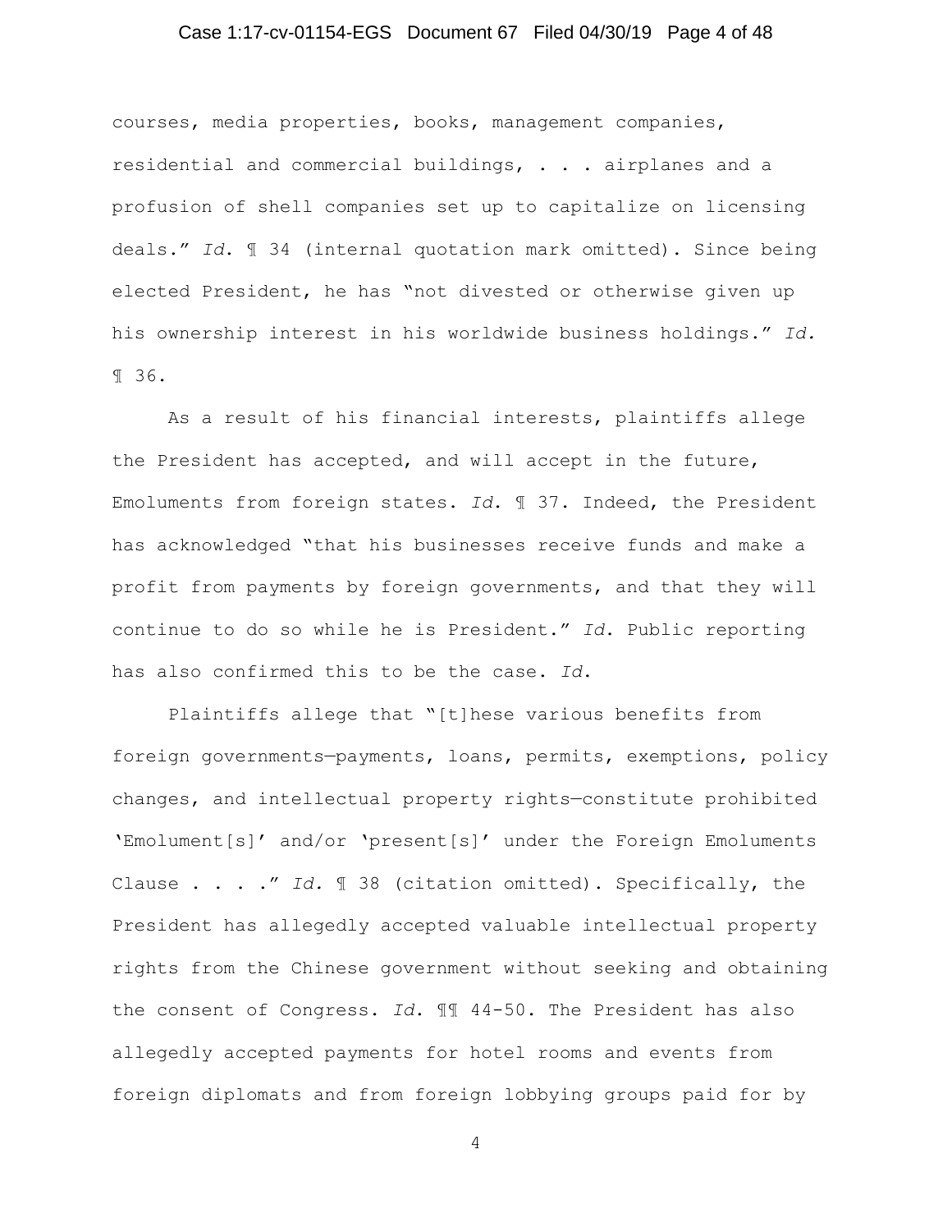courses, media properties, books, management companies, residential and commercial buildings, . . . airplanes and a profusion of shell companies set up to capitalize on licensing deals." *Id.* ¶ 34 (internal quotation mark omitted). Since being elected President, he has "not divested or otherwise given up his ownership interest in his worldwide business holdings." *Id.* ¶ 36.

As a result of his financial interests, plaintiffs allege the President has accepted, and will accept in the future, Emoluments from foreign states. *Id.* ¶ 37. Indeed, the President has acknowledged "that his businesses receive funds and make a profit from payments by foreign governments, and that they will continue to do so while he is President." *Id.* Public reporting has also confirmed this to be the case. *Id.*

Plaintiffs allege that "[t]hese various benefits from foreign governments—payments, loans, permits, exemptions, policy changes, and intellectual property rights—constitute prohibited 'Emolument[s]' and/or 'present[s]' under the Foreign Emoluments Clause . . . ." *Id.* ¶ 38 (citation omitted). Specifically, the President has allegedly accepted valuable intellectual property rights from the Chinese government without seeking and obtaining the consent of Congress. *Id.* ¶¶ 44-50. The President has also allegedly accepted payments for hotel rooms and events from foreign diplomats and from foreign lobbying groups paid for by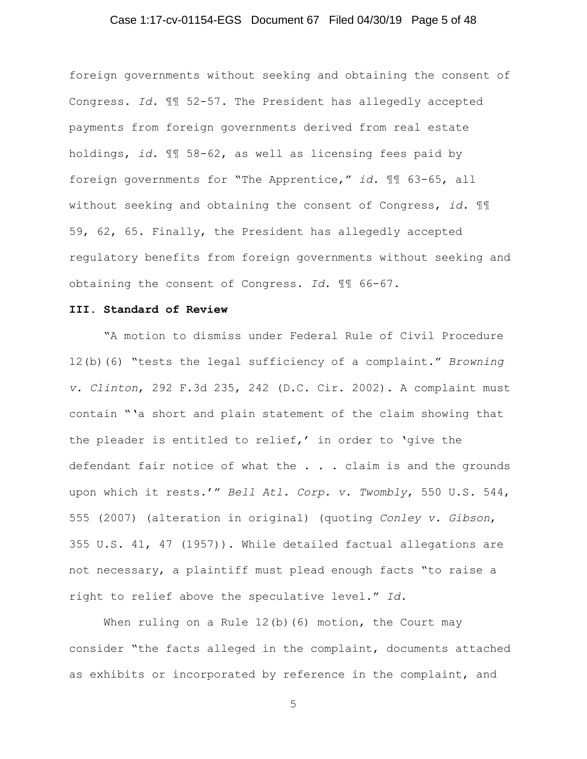foreign governments without seeking and obtaining the consent of Congress. *Id.* ¶¶ 52-57. The President has allegedly accepted payments from foreign governments derived from real estate holdings, *id.* ¶¶ 58-62, as well as licensing fees paid by foreign governments for "The Apprentice," *id.* ¶¶ 63-65, all without seeking and obtaining the consent of Congress, *id.* ¶¶ 59, 62, 65. Finally, the President has allegedly accepted regulatory benefits from foreign governments without seeking and obtaining the consent of Congress. *Id.* ¶¶ 66-67.

**III. Standard of Review**

"A motion to dismiss under Federal Rule of Civil Procedure 12(b)(6) "tests the legal sufficiency of a complaint." *Browning v. Clinton*, 292 F.3d 235, 242 (D.C. Cir. 2002). A complaint must contain "'a short and plain statement of the claim showing that the pleader is entitled to relief,' in order to 'give the defendant fair notice of what the . . . claim is and the grounds upon which it rests.'" *Bell Atl. Corp. v. Twombly*, 550 U.S. 544, 555 (2007) (alteration in original) (quoting *Conley v. Gibson*, 355 U.S. 41, 47 (1957)). While detailed factual allegations are not necessary, a plaintiff must plead enough facts "to raise a right to relief above the speculative level." *Id.*

When ruling on a Rule 12(b)(6) motion, the Court may consider "the facts alleged in the complaint, documents attached as exhibits or incorporated by reference in the complaint, and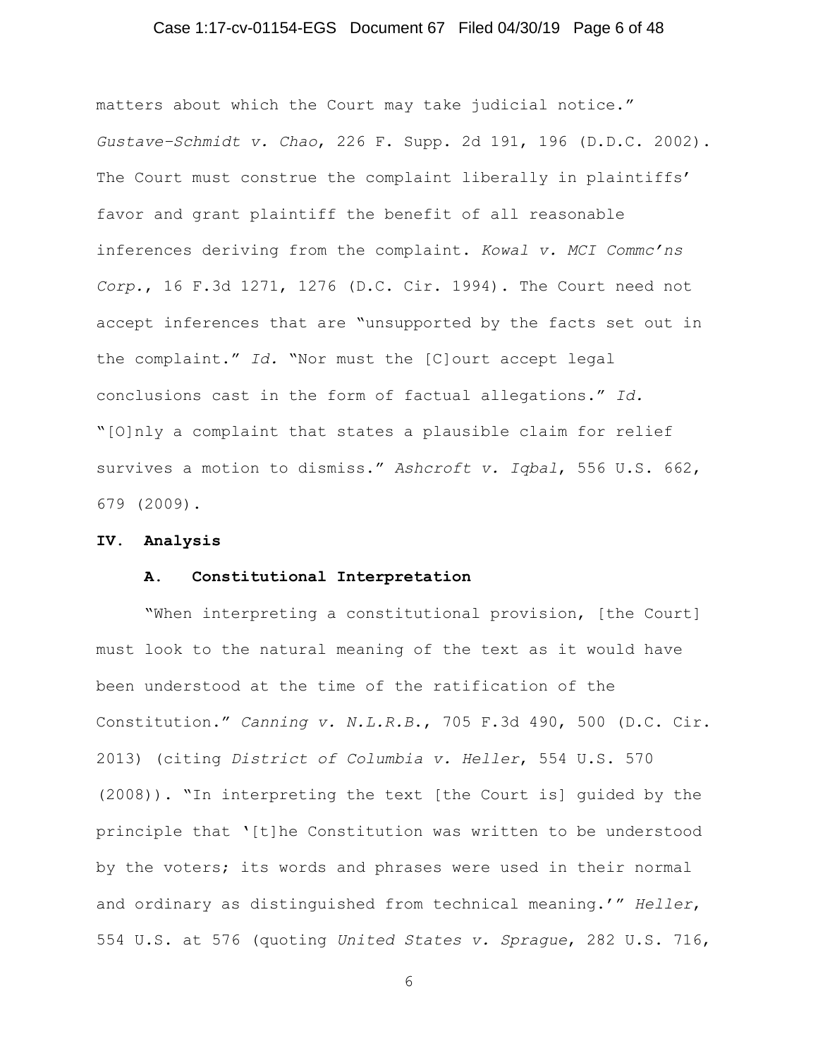matters about which the Court may take judicial notice." *Gustave-Schmidt v. Chao*, 226 F. Supp. 2d 191, 196 (D.D.C. 2002). The Court must construe the complaint liberally in plaintiffs' favor and grant plaintiff the benefit of all reasonable inferences deriving from the complaint. *Kowal v. MCI Commc'ns Corp.*, 16 F.3d 1271, 1276 (D.C. Cir. 1994). The Court need not accept inferences that are "unsupported by the facts set out in the complaint." *Id.* "Nor must the [C]ourt accept legal conclusions cast in the form of factual allegations." *Id.* "[O]nly a complaint that states a plausible claim for relief survives a motion to dismiss." *Ashcroft v. Iqbal*, 556 U.S. 662, 679 (2009).

## IV. Analysis

### A. Constitutional Interpretation

"When interpreting a constitutional provision, [the Court] must look to the natural meaning of the text as it would have been understood at the time of the ratification of the Constitution." *Canning v. N.L.R.B.*, 705 F.3d 490, 500 (D.C. Cir. 2013) (citing *District of Columbia v. Heller*, 554 U.S. 570 (2008)). "In interpreting the text [the Court is] guided by the principle that '[t]he Constitution was written to be understood by the voters; its words and phrases were used in their normal and ordinary as distinguished from technical meaning.'" *Heller*, 554 U.S. at 576 (quoting *United States v. Sprague*, 282 U.S. 716,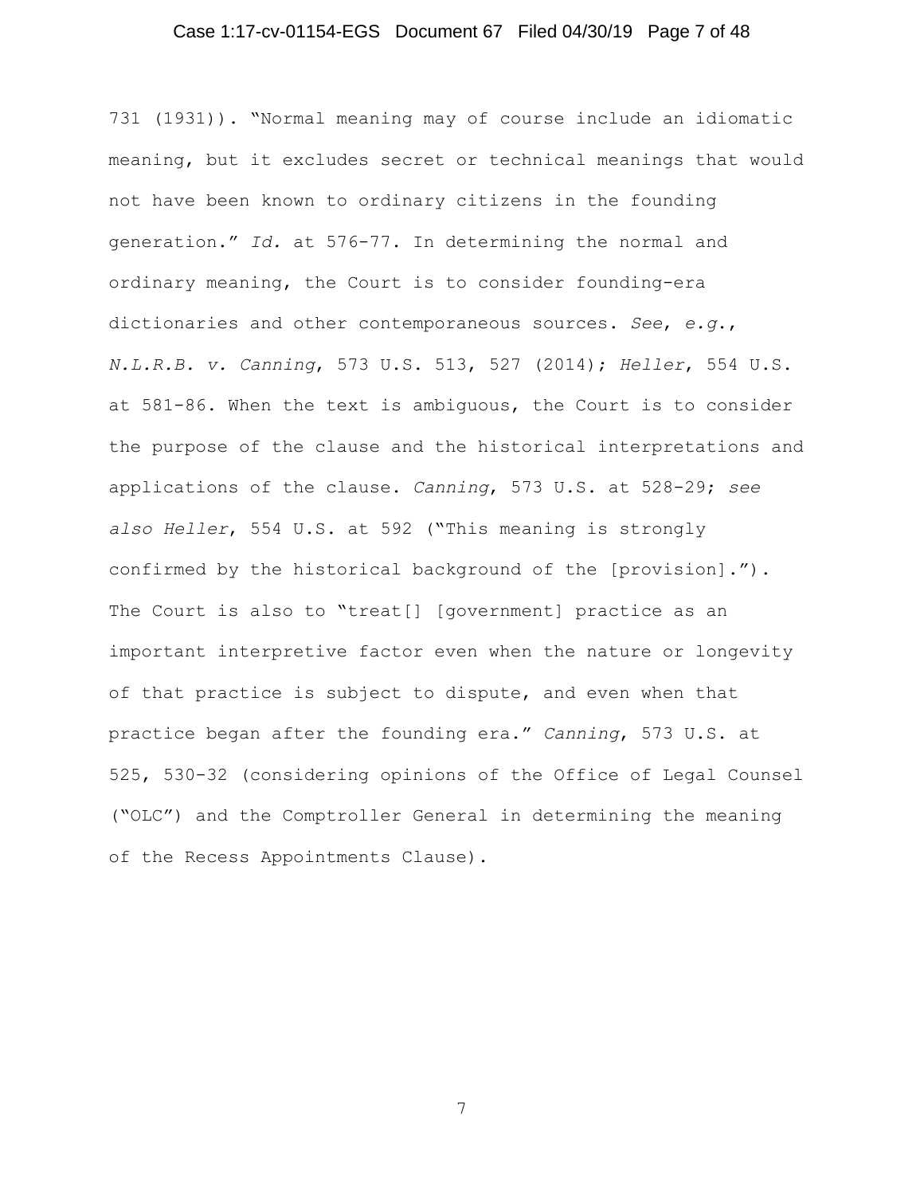731 (1931)). "Normal meaning may of course include an idiomatic meaning, but it excludes secret or technical meanings that would not have been known to ordinary citizens in the founding generation." *Id.* at 576-77. In determining the normal and ordinary meaning, the Court is to consider founding-era dictionaries and other contemporaneous sources. *See*, *e.g.*, *N.L.R.B. v. Canning*, 573 U.S. 513, 527 (2014); *Heller*, 554 U.S. at 581-86. When the text is ambiguous, the Court is to consider the purpose of the clause and the historical interpretations and applications of the clause. *Canning*, 573 U.S. at 528-29; *see also Heller*, 554 U.S. at 592 ("This meaning is strongly confirmed by the historical background of the [provision]."). The Court is also to "treat[] [government] practice as an important interpretive factor even when the nature or longevity of that practice is subject to dispute, and even when that practice began after the founding era." *Canning*, 573 U.S. at 525, 530-32 (considering opinions of the Office of Legal Counsel ("OLC") and the Comptroller General in determining the meaning of the Recess Appointments Clause).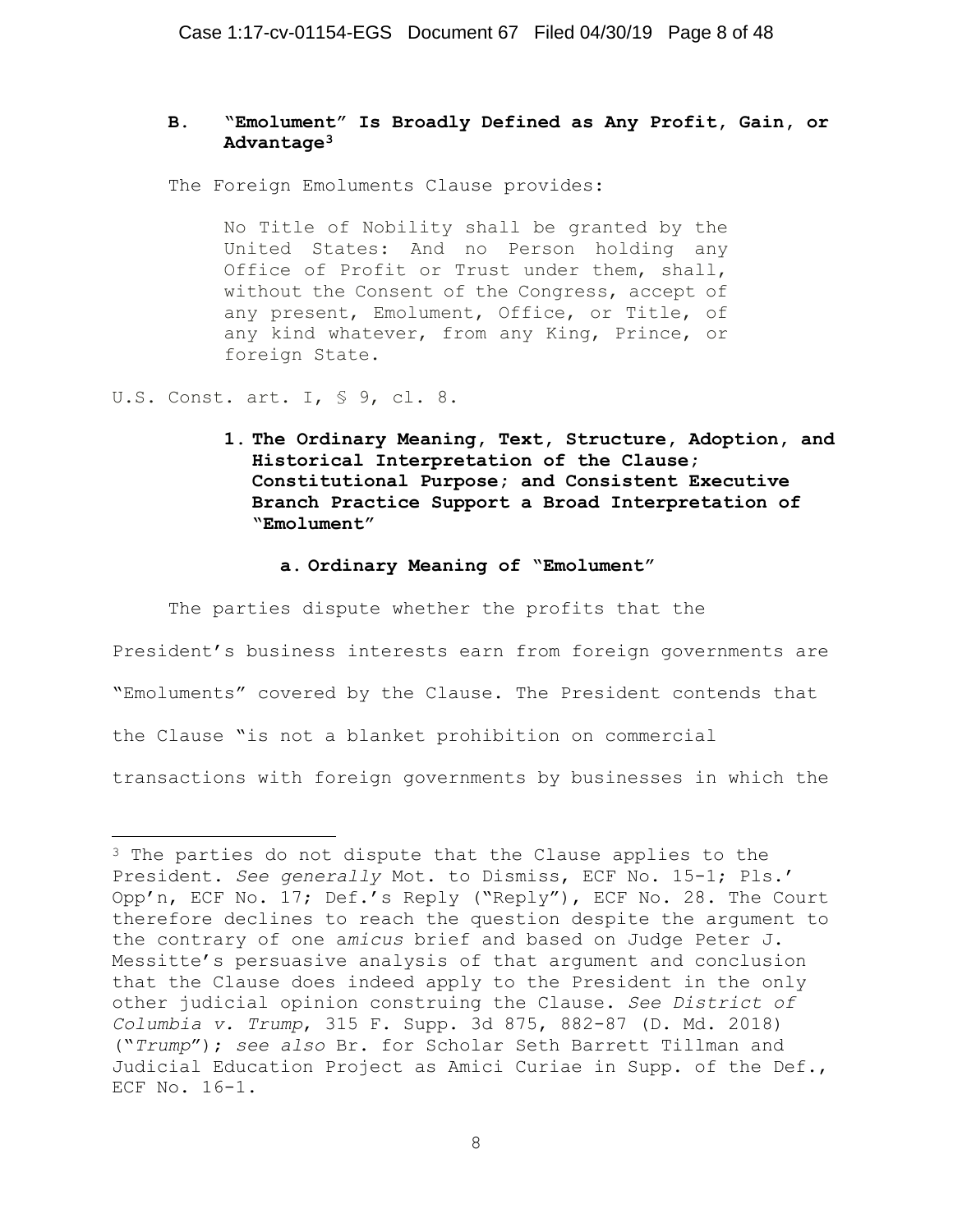### B. "Emolument" Is Broadly Defined as Any Profit, Gain, or Advantage[3]

The Foreign Emoluments Clause provides:

> No Title of Nobility shall be granted by the United States: And no Person holding any Office of Profit or Trust under them, shall, without the Consent of the Congress, accept of any present, Emolument, Office, or Title, of any kind whatever, from any King, Prince, or foreign State.

U.S. Const. art. I, § 9, cl. 8.

#### 1. The Ordinary Meaning, Text, Structure, Adoption, and Historical Interpretation of the Clause; Constitutional Purpose; and Consistent Executive Branch Practice Support a Broad Interpretation of "Emolument"

##### a. Ordinary Meaning of "Emolument"

The parties dispute whether the profits that the President's business interests earn from foreign governments are "Emoluments" covered by the Clause. The President contends that the Clause "is not a blanket prohibition on commercial transactions with foreign governments by businesses in which the

---

[3] The parties do not dispute that the Clause applies to the President. *See generally* Mot. to Dismiss, ECF No. 15-1; Pls.' Opp'n, ECF No. 17; Def.'s Reply ("Reply"), ECF No. 28. The Court therefore declines to reach the question despite the argument to the contrary of one a*micus* brief and based on Judge Peter J. Messitte's persuasive analysis of that argument and conclusion that the Clause does indeed apply to the President in the only other judicial opinion construing the Clause. *See District of Columbia v. Trump*, 315 F. Supp. 3d 875, 882-87 (D. Md. 2018) ("*Trump*"); *see also* Br. for Scholar Seth Barrett Tillman and Judicial Education Project as Amici Curiae in Supp. of the Def., ECF No. 16-1.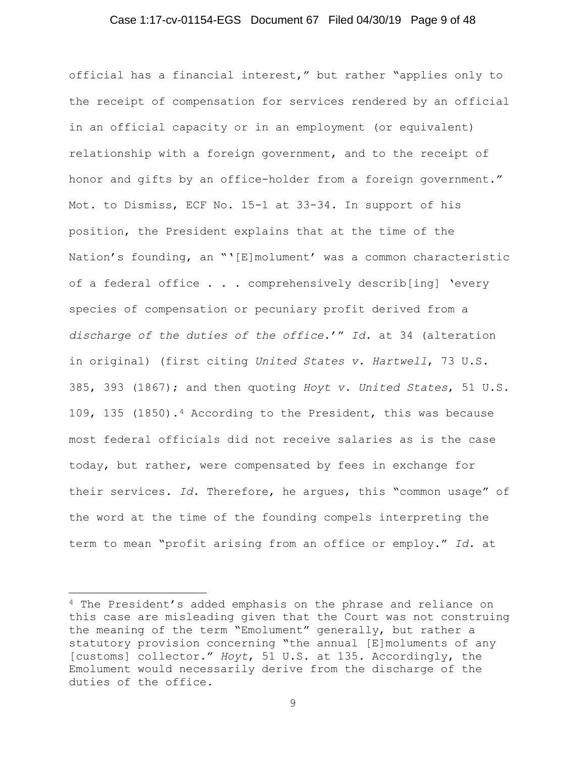official has a financial interest," but rather "applies only to the receipt of compensation for services rendered by an official in an official capacity or in an employment (or equivalent) relationship with a foreign government, and to the receipt of honor and gifts by an office-holder from a foreign government." Mot. to Dismiss, ECF No. 15-1 at 33-34. In support of his position, the President explains that at the time of the Nation's founding, an "'[E]molument' was a common characteristic of a federal office . . . comprehensively describ[ing] 'every species of compensation or pecuniary profit derived from a *discharge of the duties of the office*.'" *Id.* at 34 (alteration in original) (first citing *United States v. Hartwell*, 73 U.S. 385, 393 (1867); and then quoting *Hoyt v. United States*, 51 U.S. 109, 135 (1850).[4] According to the President, this was because most federal officials did not receive salaries as is the case today, but rather, were compensated by fees in exchange for their services. *Id*. Therefore, he argues, this "common usage" of the word at the time of the founding compels interpreting the term to mean "profit arising from an office or employ." *Id.* at

[4] The President's added emphasis on the phrase and reliance on this case are misleading given that the Court was not construing the meaning of the term "Emolument" generally, but rather a statutory provision concerning "the annual [E]moluments of any [customs] collector." *Hoyt*, 51 U.S. at 135. Accordingly, the Emolument would necessarily derive from the discharge of the duties of the office.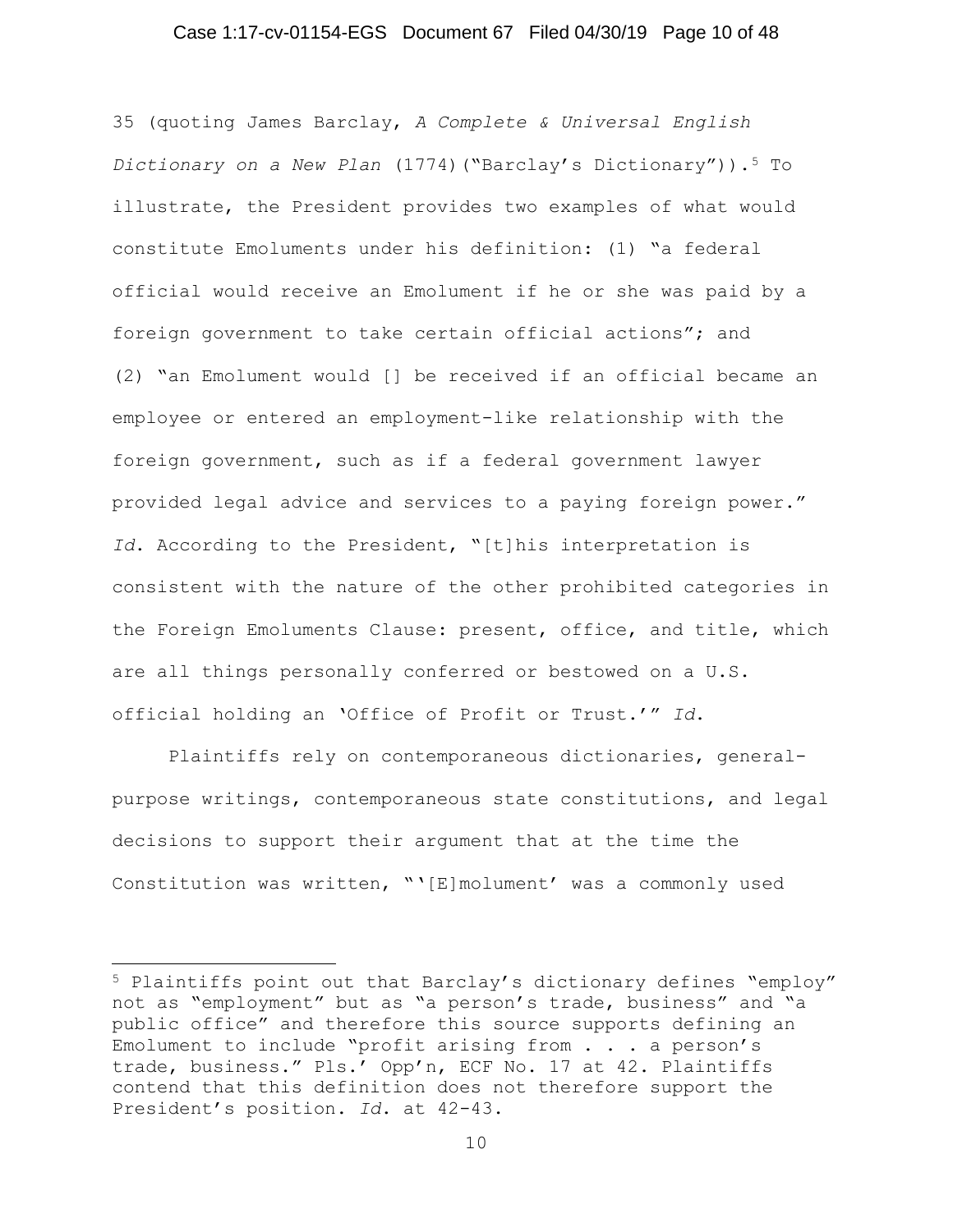35 (quoting James Barclay, *A Complete & Universal English Dictionary on a New Plan* (1774)("Barclay's Dictionary")).[5] To illustrate, the President provides two examples of what would constitute Emoluments under his definition: (1) "a federal official would receive an Emolument if he or she was paid by a foreign government to take certain official actions"; and (2) "an Emolument would [] be received if an official became an employee or entered an employment-like relationship with the foreign government, such as if a federal government lawyer provided legal advice and services to a paying foreign power." *Id.* According to the President, "[t]his interpretation is consistent with the nature of the other prohibited categories in the Foreign Emoluments Clause: present, office, and title, which are all things personally conferred or bestowed on a U.S. official holding an 'Office of Profit or Trust.'" *Id.*

Plaintiffs rely on contemporaneous dictionaries, general-purpose writings, contemporaneous state constitutions, and legal decisions to support their argument that at the time the Constitution was written, "'[E]molument' was a commonly used

---

[5] Plaintiffs point out that Barclay's dictionary defines "employ" not as "employment" but as "a person's trade, business" and "a public office" and therefore this source supports defining an Emolument to include "profit arising from . . . a person's trade, business." Pls.' Opp'n, ECF No. 17 at 42. Plaintiffs contend that this definition does not therefore support the President's position. *Id.* at 42-43.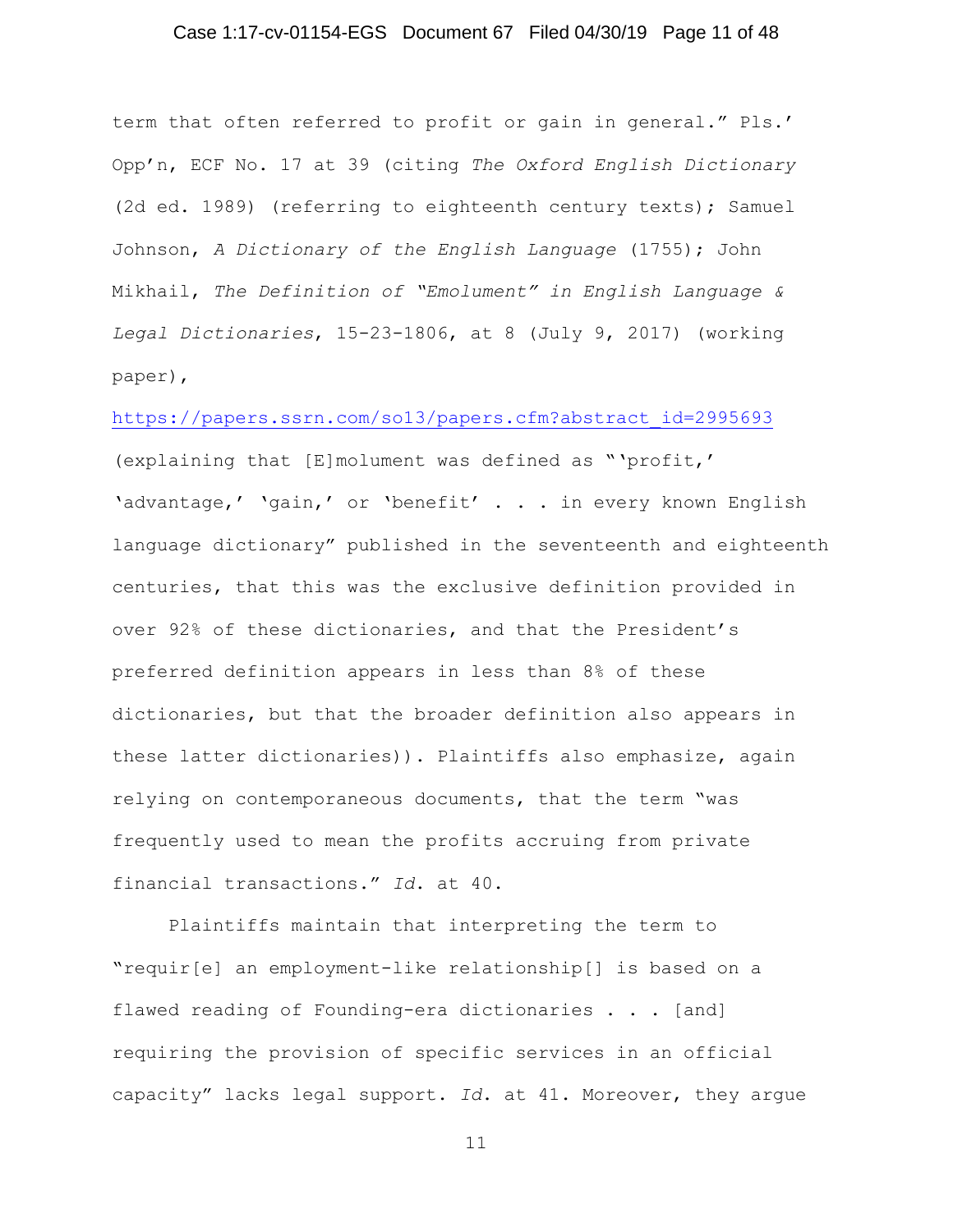term that often referred to profit or gain in general." Pls.' Opp'n, ECF No. 17 at 39 (citing *The Oxford English Dictionary* (2d ed. 1989) (referring to eighteenth century texts); Samuel Johnson, *A Dictionary of the English Language* (1755); John Mikhail, *The Definition of "Emolument" in English Language & Legal Dictionaries*, 15-23-1806, at 8 (July 9, 2017) (working paper),

https://papers.ssrn.com/sol3/papers.cfm?abstract_id=2995693 (explaining that [E]molument was defined as "'profit,' 'advantage,' 'gain,' or 'benefit' . . . in every known English language dictionary" published in the seventeenth and eighteenth centuries, that this was the exclusive definition provided in over 92% of these dictionaries, and that the President's preferred definition appears in less than 8% of these dictionaries, but that the broader definition also appears in these latter dictionaries)). Plaintiffs also emphasize, again relying on contemporaneous documents, that the term "was frequently used to mean the profits accruing from private financial transactions." *Id.* at 40.

Plaintiffs maintain that interpreting the term to "requir[e] an employment-like relationship[] is based on a flawed reading of Founding-era dictionaries . . . [and] requiring the provision of specific services in an official capacity" lacks legal support. *Id.* at 41. Moreover, they argue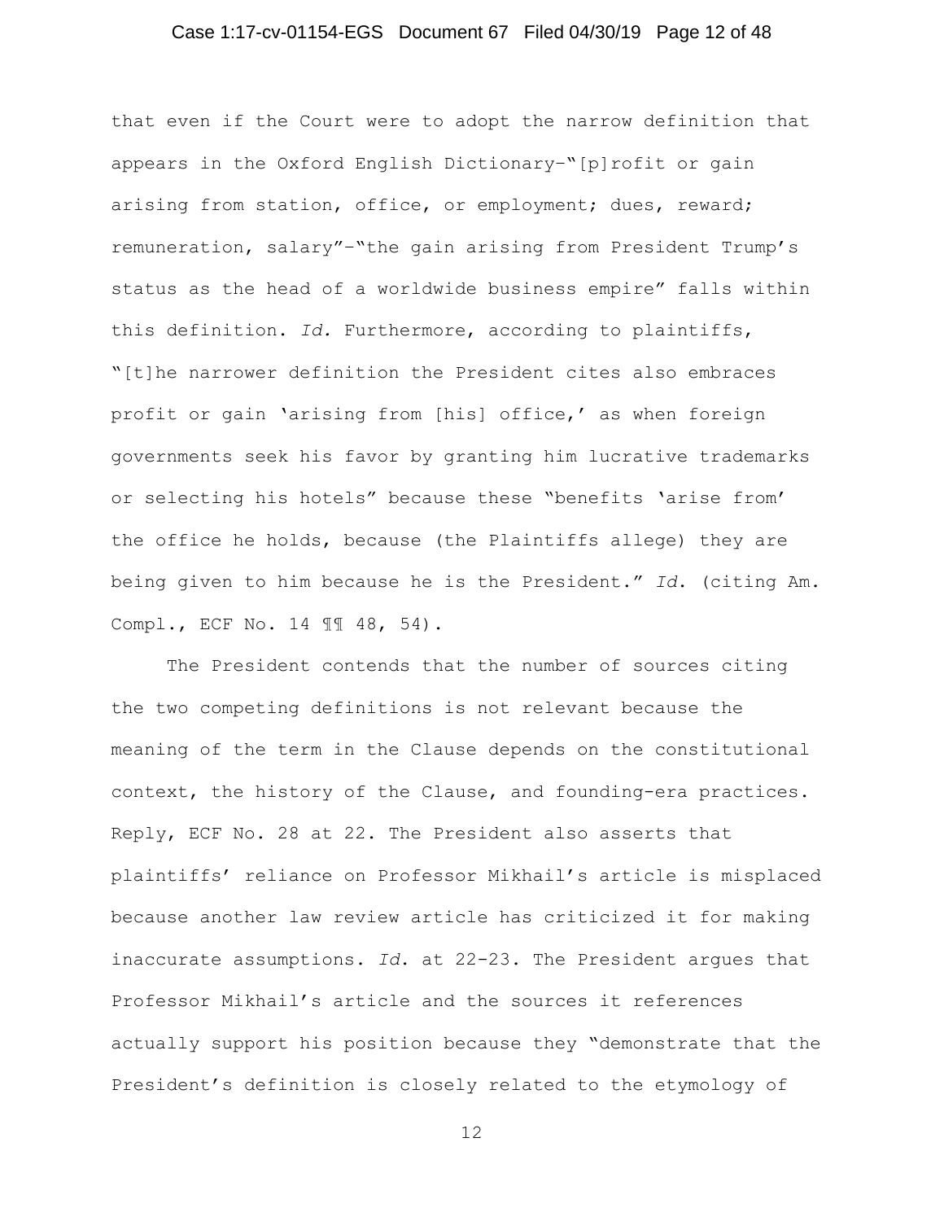that even if the Court were to adopt the narrow definition that appears in the Oxford English Dictionary–"[p]rofit or gain arising from station, office, or employment; dues, reward; remuneration, salary"–"the gain arising from President Trump's status as the head of a worldwide business empire" falls within this definition. *Id.* Furthermore, according to plaintiffs, "[t]he narrower definition the President cites also embraces profit or gain 'arising from [his] office,' as when foreign governments seek his favor by granting him lucrative trademarks or selecting his hotels" because these "benefits 'arise from' the office he holds, because (the Plaintiffs allege) they are being given to him because he is the President." *Id.* (citing Am. Compl., ECF No. 14 ¶¶ 48, 54).

The President contends that the number of sources citing the two competing definitions is not relevant because the meaning of the term in the Clause depends on the constitutional context, the history of the Clause, and founding-era practices. Reply, ECF No. 28 at 22. The President also asserts that plaintiffs' reliance on Professor Mikhail's article is misplaced because another law review article has criticized it for making inaccurate assumptions. *Id.* at 22-23. The President argues that Professor Mikhail's article and the sources it references actually support his position because they "demonstrate that the President's definition is closely related to the etymology of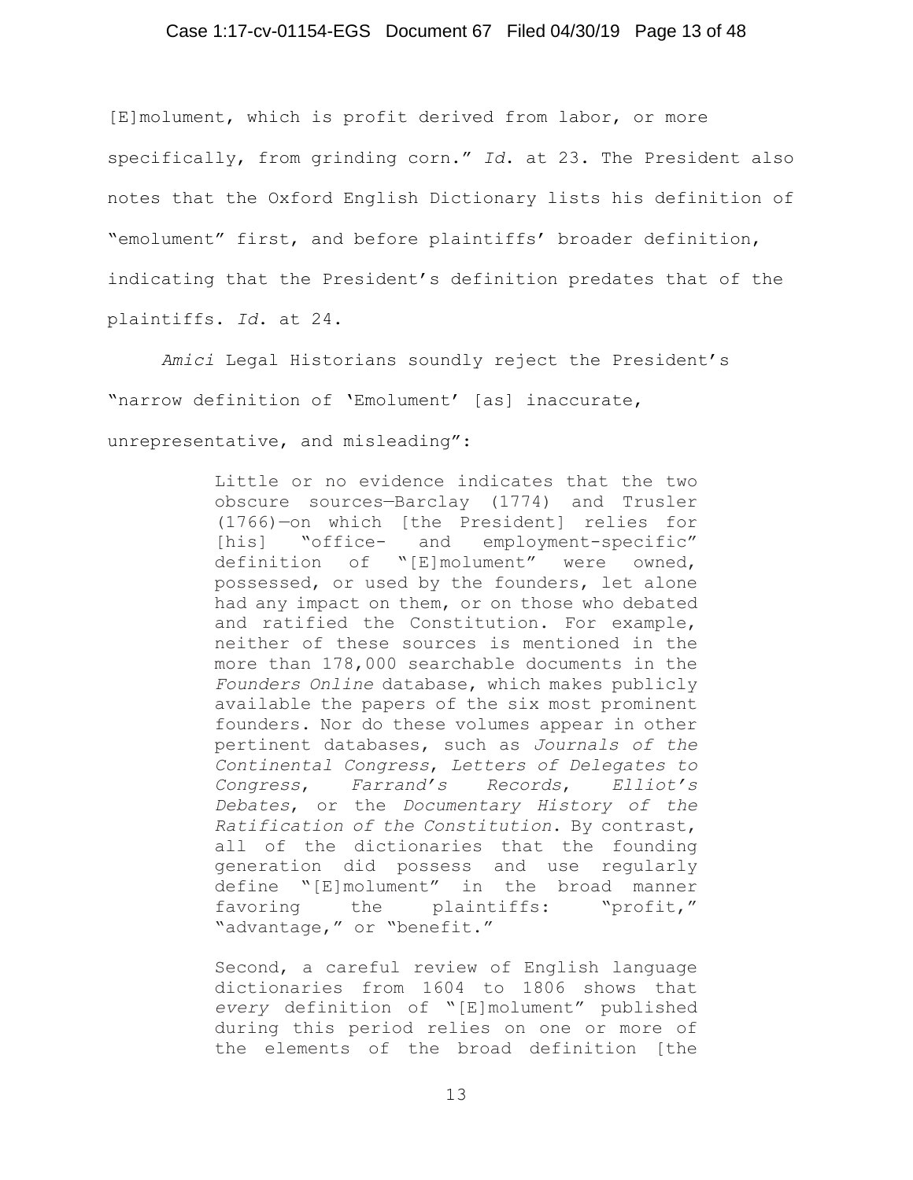[E]molument, which is profit derived from labor, or more specifically, from grinding corn." *Id.* at 23. The President also notes that the Oxford English Dictionary lists his definition of "emolument" first, and before plaintiffs' broader definition, indicating that the President's definition predates that of the plaintiffs. *Id.* at 24.

*Amici* Legal Historians soundly reject the President's "narrow definition of 'Emolument' [as] inaccurate, unrepresentative, and misleading":

> Little or no evidence indicates that the two obscure sources—Barclay (1774) and Trusler (1766)—on which [the President] relies for [his] "office- and employment-specific" definition of "[E]molument" were owned, possessed, or used by the founders, let alone had any impact on them, or on those who debated and ratified the Constitution. For example, neither of these sources is mentioned in the more than 178,000 searchable documents in the *Founders Online* database, which makes publicly available the papers of the six most prominent founders. Nor do these volumes appear in other pertinent databases, such as *Journals of the Continental Congress*, *Letters of Delegates to Congress*, *Farrand's Records*, *Elliot's Debates*, or the *Documentary History of the Ratification of the Constitution*. By contrast, all of the dictionaries that the founding generation did possess and use regularly define "[E]molument" in the broad manner favoring the plaintiffs: "profit," "advantage," or "benefit."
>
> Second, a careful review of English language dictionaries from 1604 to 1806 shows that *every* definition of "[E]molument" published during this period relies on one or more of the elements of the broad definition [the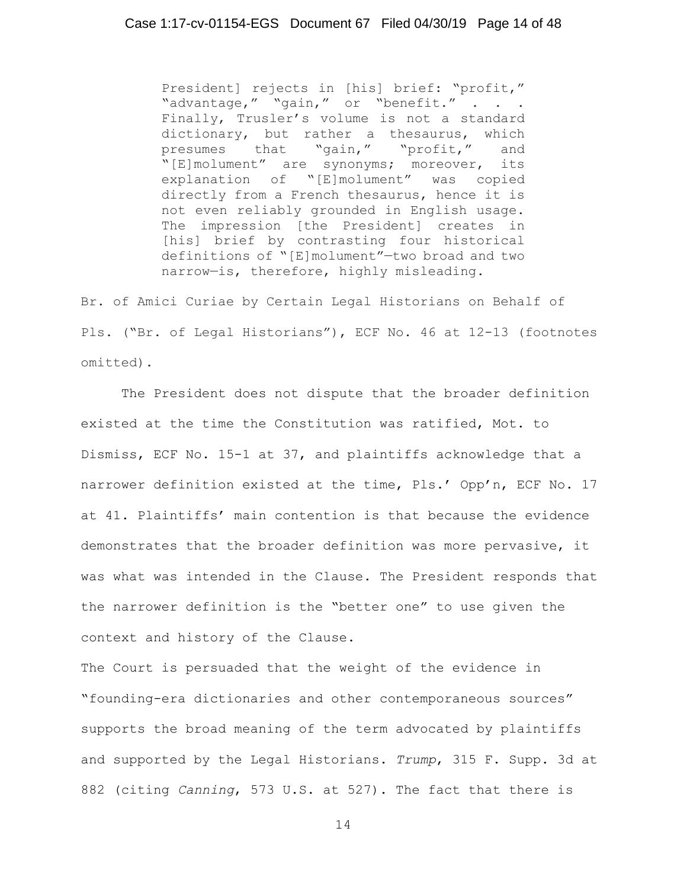> President] rejects in [his] brief: "profit," "advantage," "gain," or "benefit." . . . Finally, Trusler's volume is not a standard dictionary, but rather a thesaurus, which presumes that "gain," "profit," and "[E]molument" are synonyms; moreover, its explanation of "[E]molument" was copied directly from a French thesaurus, hence it is not even reliably grounded in English usage. The impression [the President] creates in [his] brief by contrasting four historical definitions of "[E]molument"—two broad and two narrow—is, therefore, highly misleading.

Br. of Amici Curiae by Certain Legal Historians on Behalf of Pls. ("Br. of Legal Historians"), ECF No. 46 at 12-13 (footnotes omitted).

The President does not dispute that the broader definition existed at the time the Constitution was ratified, Mot. to Dismiss, ECF No. 15-1 at 37, and plaintiffs acknowledge that a narrower definition existed at the time, Pls.' Opp'n, ECF No. 17 at 41. Plaintiffs' main contention is that because the evidence demonstrates that the broader definition was more pervasive, it was what was intended in the Clause. The President responds that the narrower definition is the "better one" to use given the context and history of the Clause.

The Court is persuaded that the weight of the evidence in "founding-era dictionaries and other contemporaneous sources" supports the broad meaning of the term advocated by plaintiffs and supported by the Legal Historians. *Trump*, 315 F. Supp. 3d at 882 (citing *Canning*, 573 U.S. at 527). The fact that there is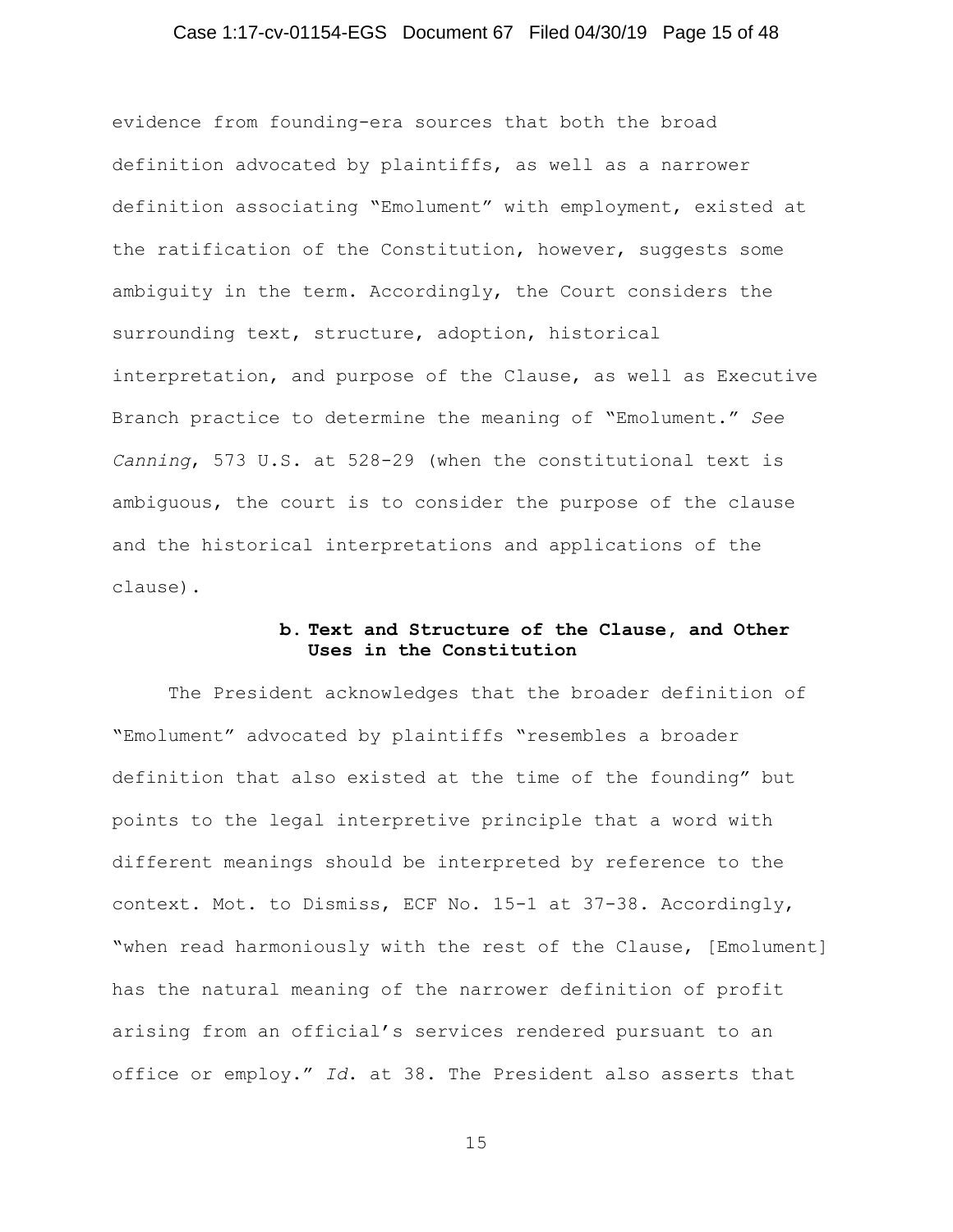evidence from founding-era sources that both the broad definition advocated by plaintiffs, as well as a narrower definition associating "Emolument" with employment, existed at the ratification of the Constitution, however, suggests some ambiguity in the term. Accordingly, the Court considers the surrounding text, structure, adoption, historical interpretation, and purpose of the Clause, as well as Executive Branch practice to determine the meaning of "Emolument." *See Canning*, 573 U.S. at 528-29 (when the constitutional text is ambiguous, the court is to consider the purpose of the clause and the historical interpretations and applications of the clause).

#### b. Text and Structure of the Clause, and Other Uses in the Constitution

The President acknowledges that the broader definition of "Emolument" advocated by plaintiffs "resembles a broader definition that also existed at the time of the founding" but points to the legal interpretive principle that a word with different meanings should be interpreted by reference to the context. Mot. to Dismiss, ECF No. 15-1 at 37-38. Accordingly, "when read harmoniously with the rest of the Clause, [Emolument] has the natural meaning of the narrower definition of profit arising from an official's services rendered pursuant to an office or employ." *Id.* at 38. The President also asserts that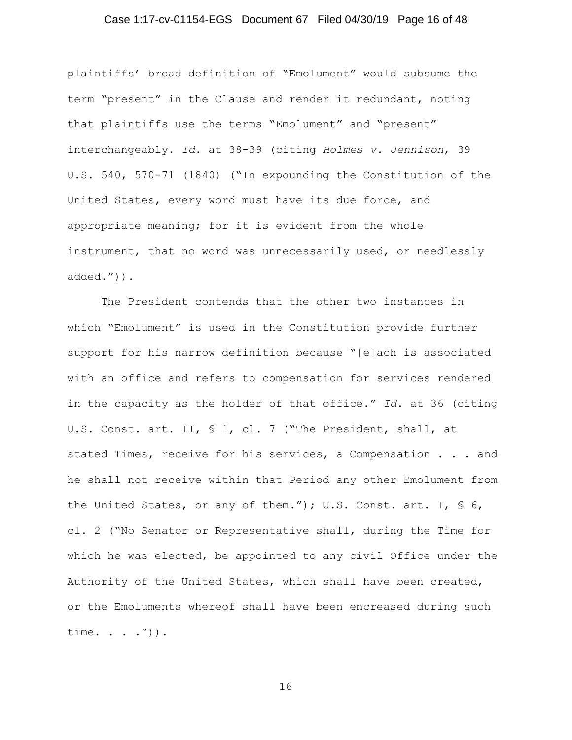plaintiffs' broad definition of "Emolument" would subsume the term "present" in the Clause and render it redundant, noting that plaintiffs use the terms "Emolument" and "present" interchangeably. *Id.* at 38-39 (citing *Holmes v. Jennison*, 39 U.S. 540, 570-71 (1840) ("In expounding the Constitution of the United States, every word must have its due force, and appropriate meaning; for it is evident from the whole instrument, that no word was unnecessarily used, or needlessly added.")).

The President contends that the other two instances in which "Emolument" is used in the Constitution provide further support for his narrow definition because "[e]ach is associated with an office and refers to compensation for services rendered in the capacity as the holder of that office." *Id.* at 36 (citing U.S. Const. art. II, § 1, cl. 7 ("The President, shall, at stated Times, receive for his services, a Compensation . . . and he shall not receive within that Period any other Emolument from the United States, or any of them."); U.S. Const. art. I, § 6, cl. 2 ("No Senator or Representative shall, during the Time for which he was elected, be appointed to any civil Office under the Authority of the United States, which shall have been created, or the Emoluments whereof shall have been encreased during such time. . . .")).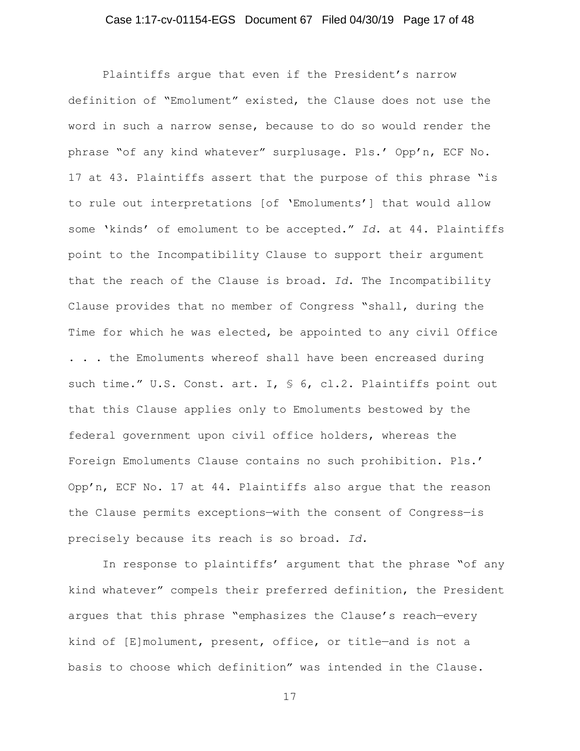Plaintiffs argue that even if the President's narrow definition of "Emolument" existed, the Clause does not use the word in such a narrow sense, because to do so would render the phrase "of any kind whatever" surplusage. Pls.' Opp'n, ECF No. 17 at 43. Plaintiffs assert that the purpose of this phrase "is to rule out interpretations [of 'Emoluments'] that would allow some 'kinds' of emolument to be accepted." *Id.* at 44. Plaintiffs point to the Incompatibility Clause to support their argument that the reach of the Clause is broad. *Id.* The Incompatibility Clause provides that no member of Congress "shall, during the Time for which he was elected, be appointed to any civil Office . . . the Emoluments whereof shall have been encreased during such time." U.S. Const. art. I, § 6, cl.2. Plaintiffs point out that this Clause applies only to Emoluments bestowed by the federal government upon civil office holders, whereas the Foreign Emoluments Clause contains no such prohibition. Pls.' Opp'n, ECF No. 17 at 44. Plaintiffs also argue that the reason the Clause permits exceptions—with the consent of Congress—is precisely because its reach is so broad. *Id.*

In response to plaintiffs' argument that the phrase "of any kind whatever" compels their preferred definition, the President argues that this phrase "emphasizes the Clause's reach—every kind of [E]molument, present, office, or title—and is not a basis to choose which definition" was intended in the Clause.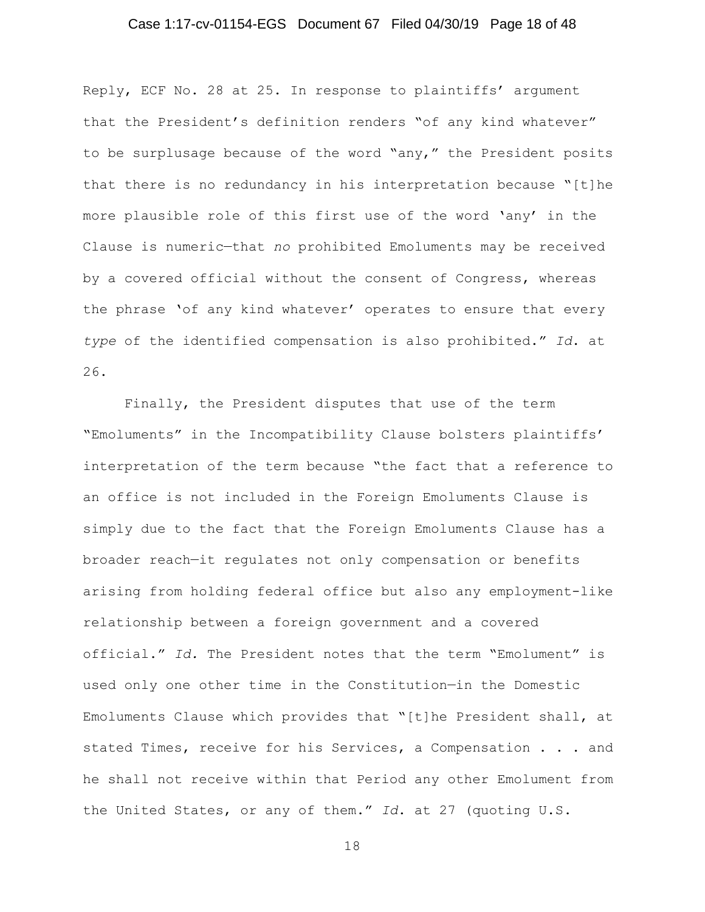Reply, ECF No. 28 at 25. In response to plaintiffs' argument that the President's definition renders "of any kind whatever" to be surplusage because of the word "any," the President posits that there is no redundancy in his interpretation because "[t]he more plausible role of this first use of the word 'any' in the Clause is numeric—that *no* prohibited Emoluments may be received by a covered official without the consent of Congress, whereas the phrase 'of any kind whatever' operates to ensure that every *type* of the identified compensation is also prohibited." *Id.* at 26.

Finally, the President disputes that use of the term "Emoluments" in the Incompatibility Clause bolsters plaintiffs' interpretation of the term because "the fact that a reference to an office is not included in the Foreign Emoluments Clause is simply due to the fact that the Foreign Emoluments Clause has a broader reach—it regulates not only compensation or benefits arising from holding federal office but also any employment-like relationship between a foreign government and a covered official." *Id.* The President notes that the term "Emolument" is used only one other time in the Constitution—in the Domestic Emoluments Clause which provides that "[t]he President shall, at stated Times, receive for his Services, a Compensation . . . and he shall not receive within that Period any other Emolument from the United States, or any of them." *Id.* at 27 (quoting U.S.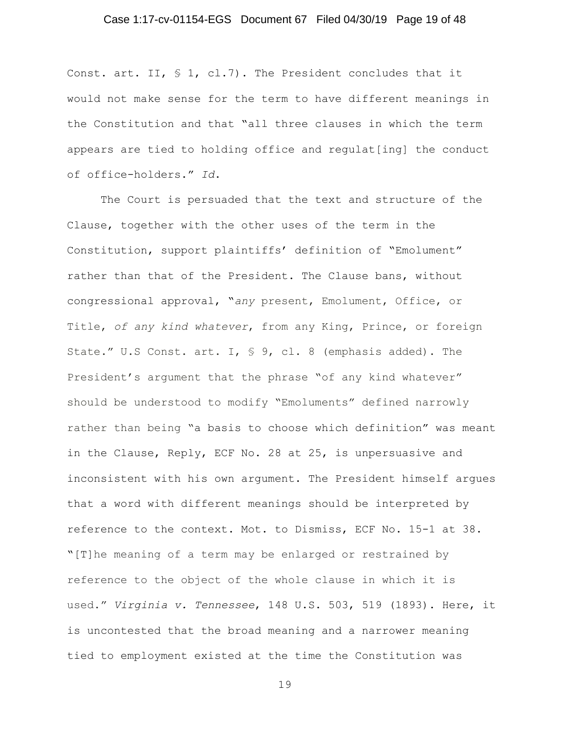Const. art. II, § 1, cl.7). The President concludes that it would not make sense for the term to have different meanings in the Constitution and that "all three clauses in which the term appears are tied to holding office and regulat[ing] the conduct of office-holders." *Id.*

The Court is persuaded that the text and structure of the Clause, together with the other uses of the term in the Constitution, support plaintiffs' definition of "Emolument" rather than that of the President. The Clause bans, without congressional approval, "*any* present, Emolument, Office, or Title, *of any kind whatever*, from any King, Prince, or foreign State." U.S Const. art. I, § 9, cl. 8 (emphasis added). The President's argument that the phrase "of any kind whatever" should be understood to modify "Emoluments" defined narrowly rather than being "a basis to choose which definition" was meant in the Clause, Reply, ECF No. 28 at 25, is unpersuasive and inconsistent with his own argument. The President himself argues that a word with different meanings should be interpreted by reference to the context. Mot. to Dismiss, ECF No. 15-1 at 38. "[T]he meaning of a term may be enlarged or restrained by reference to the object of the whole clause in which it is used." *Virginia v. Tennessee*, 148 U.S. 503, 519 (1893). Here, it is uncontested that the broad meaning and a narrower meaning tied to employment existed at the time the Constitution was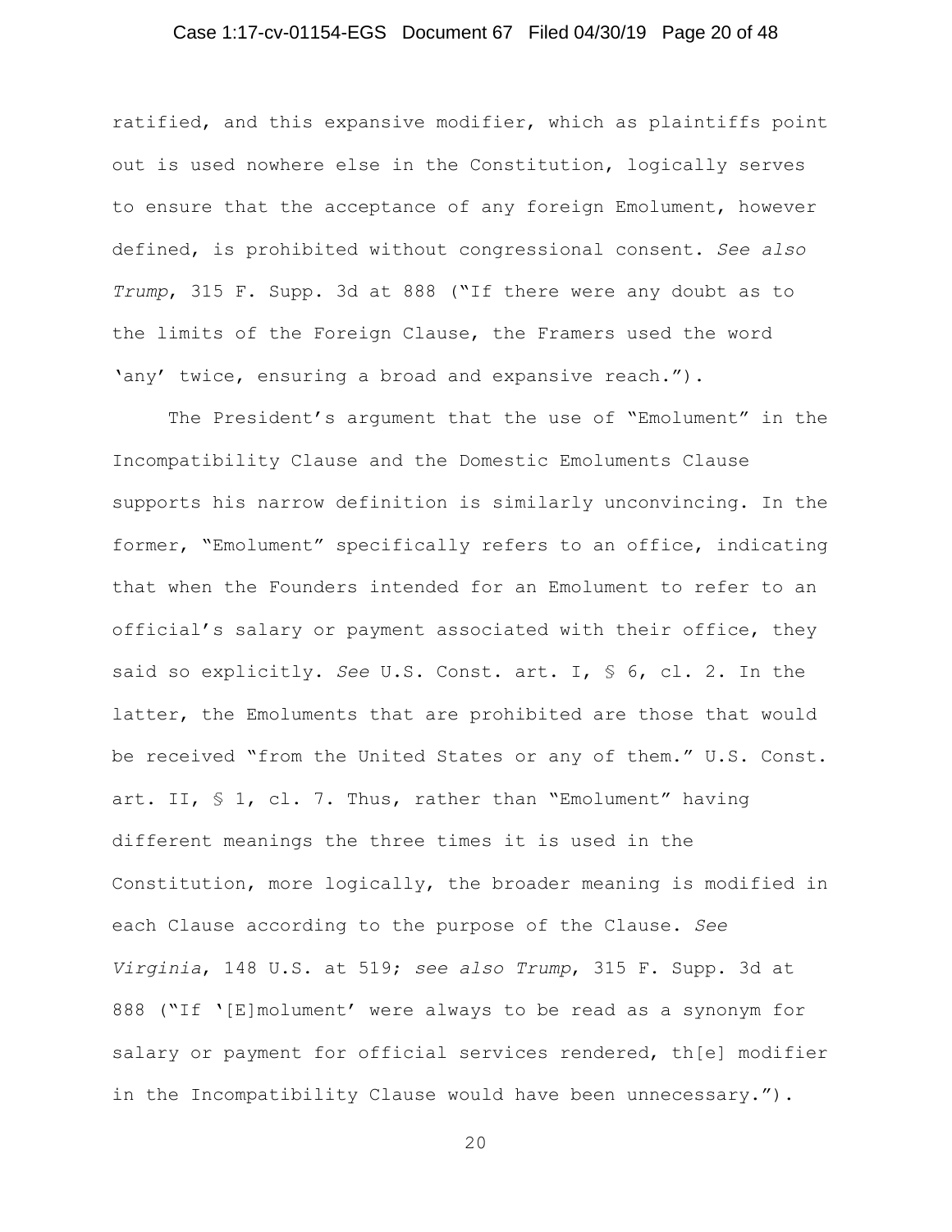ratified, and this expansive modifier, which as plaintiffs point out is used nowhere else in the Constitution, logically serves to ensure that the acceptance of any foreign Emolument, however defined, is prohibited without congressional consent. *See also Trump*, 315 F. Supp. 3d at 888 ("If there were any doubt as to the limits of the Foreign Clause, the Framers used the word 'any' twice, ensuring a broad and expansive reach.").

The President's argument that the use of "Emolument" in the Incompatibility Clause and the Domestic Emoluments Clause supports his narrow definition is similarly unconvincing. In the former, "Emolument" specifically refers to an office, indicating that when the Founders intended for an Emolument to refer to an official's salary or payment associated with their office, they said so explicitly. *See* U.S. Const. art. I, § 6, cl. 2. In the latter, the Emoluments that are prohibited are those that would be received "from the United States or any of them." U.S. Const. art. II, § 1, cl. 7. Thus, rather than "Emolument" having different meanings the three times it is used in the Constitution, more logically, the broader meaning is modified in each Clause according to the purpose of the Clause. *See Virginia*, 148 U.S. at 519; *see also Trump*, 315 F. Supp. 3d at 888 ("If '[E]molument' were always to be read as a synonym for salary or payment for official services rendered, th[e] modifier in the Incompatibility Clause would have been unnecessary.").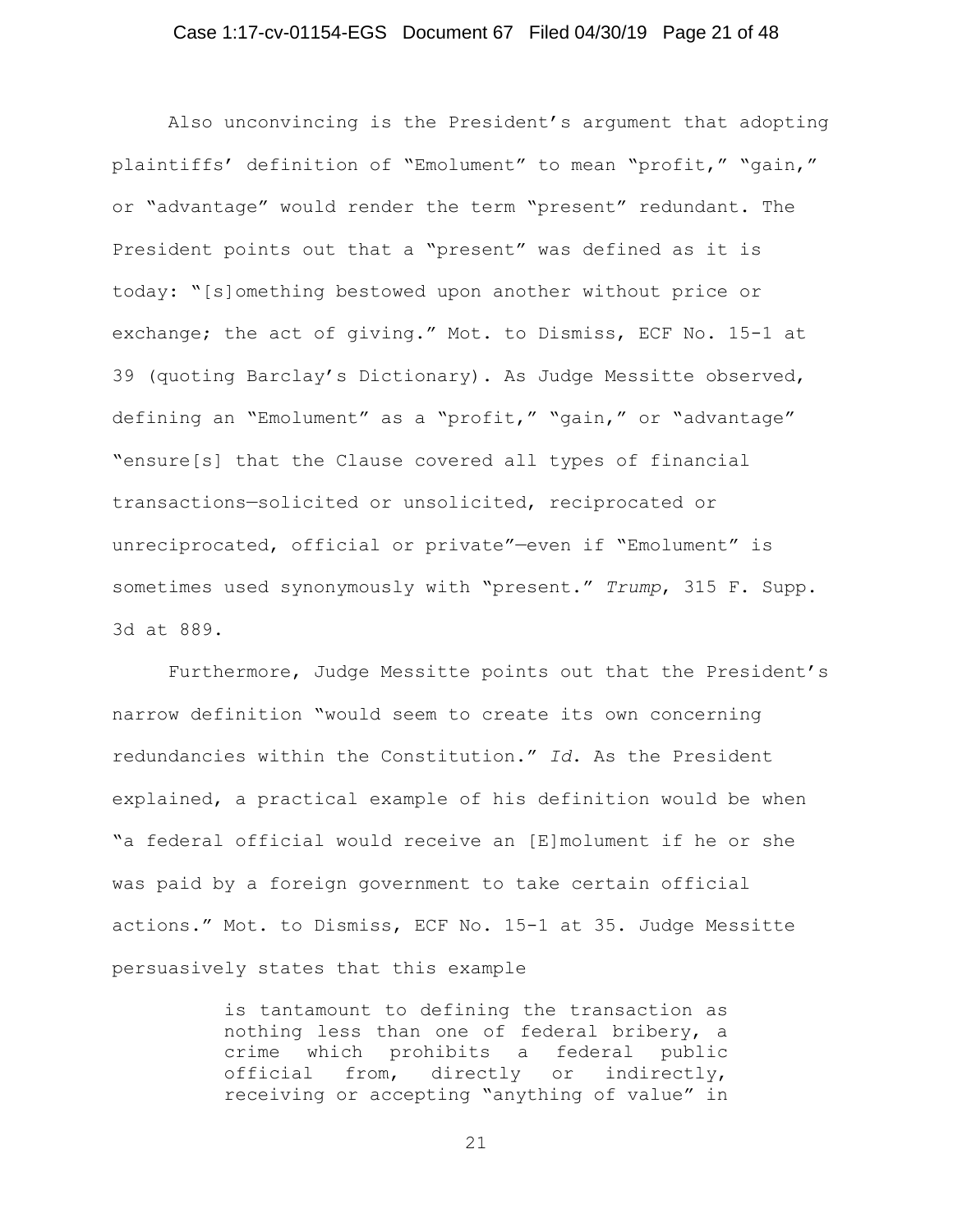Also unconvincing is the President's argument that adopting plaintiffs' definition of "Emolument" to mean "profit," "gain," or "advantage" would render the term "present" redundant. The President points out that a "present" was defined as it is today: "[s]omething bestowed upon another without price or exchange; the act of giving." Mot. to Dismiss, ECF No. 15-1 at 39 (quoting Barclay's Dictionary). As Judge Messitte observed, defining an "Emolument" as a "profit," "gain," or "advantage" "ensure[s] that the Clause covered all types of financial transactions—solicited or unsolicited, reciprocated or unreciprocated, official or private"—even if "Emolument" is sometimes used synonymously with "present." *Trump*, 315 F. Supp. 3d at 889.

Furthermore, Judge Messitte points out that the President's narrow definition "would seem to create its own concerning redundancies within the Constitution." *Id.* As the President explained, a practical example of his definition would be when "a federal official would receive an [E]molument if he or she was paid by a foreign government to take certain official actions." Mot. to Dismiss, ECF No. 15-1 at 35. Judge Messitte persuasively states that this example

> is tantamount to defining the transaction as nothing less than one of federal bribery, a crime which prohibits a federal public official from, directly or indirectly, receiving or accepting "anything of value" in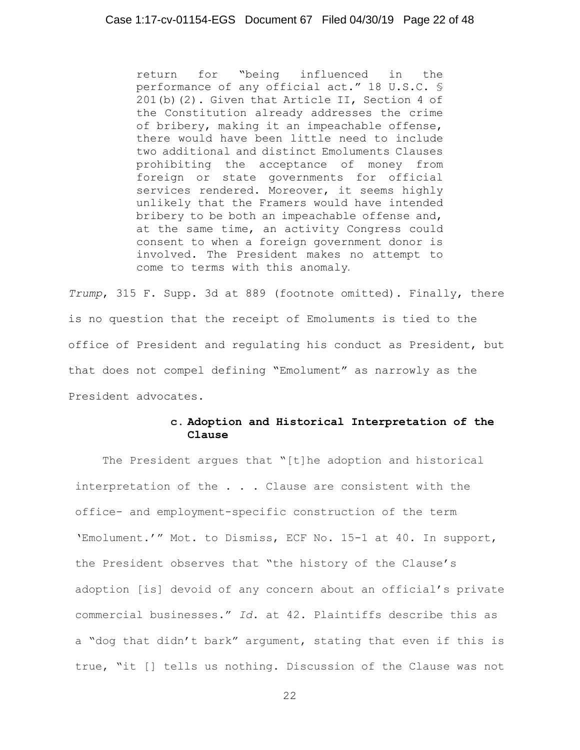> return for "being influenced in the performance of any official act." 18 U.S.C. § 201(b)(2). Given that Article II, Section 4 of the Constitution already addresses the crime of bribery, making it an impeachable offense, there would have been little need to include two additional and distinct Emoluments Clauses prohibiting the acceptance of money from foreign or state governments for official services rendered. Moreover, it seems highly unlikely that the Framers would have intended bribery to be both an impeachable offense and, at the same time, an activity Congress could consent to when a foreign government donor is involved. The President makes no attempt to come to terms with this anomaly.

*Trump*, 315 F. Supp. 3d at 889 (footnote omitted). Finally, there is no question that the receipt of Emoluments is tied to the office of President and regulating his conduct as President, but that does not compel defining "Emolument" as narrowly as the President advocates.

#### c. Adoption and Historical Interpretation of the Clause

The President argues that "[t]he adoption and historical interpretation of the . . . Clause are consistent with the office- and employment-specific construction of the term 'Emolument.'" Mot. to Dismiss, ECF No. 15-1 at 40. In support, the President observes that "the history of the Clause's adoption [is] devoid of any concern about an official's private commercial businesses." *Id.* at 42. Plaintiffs describe this as a "dog that didn't bark" argument, stating that even if this is true, "it [] tells us nothing. Discussion of the Clause was not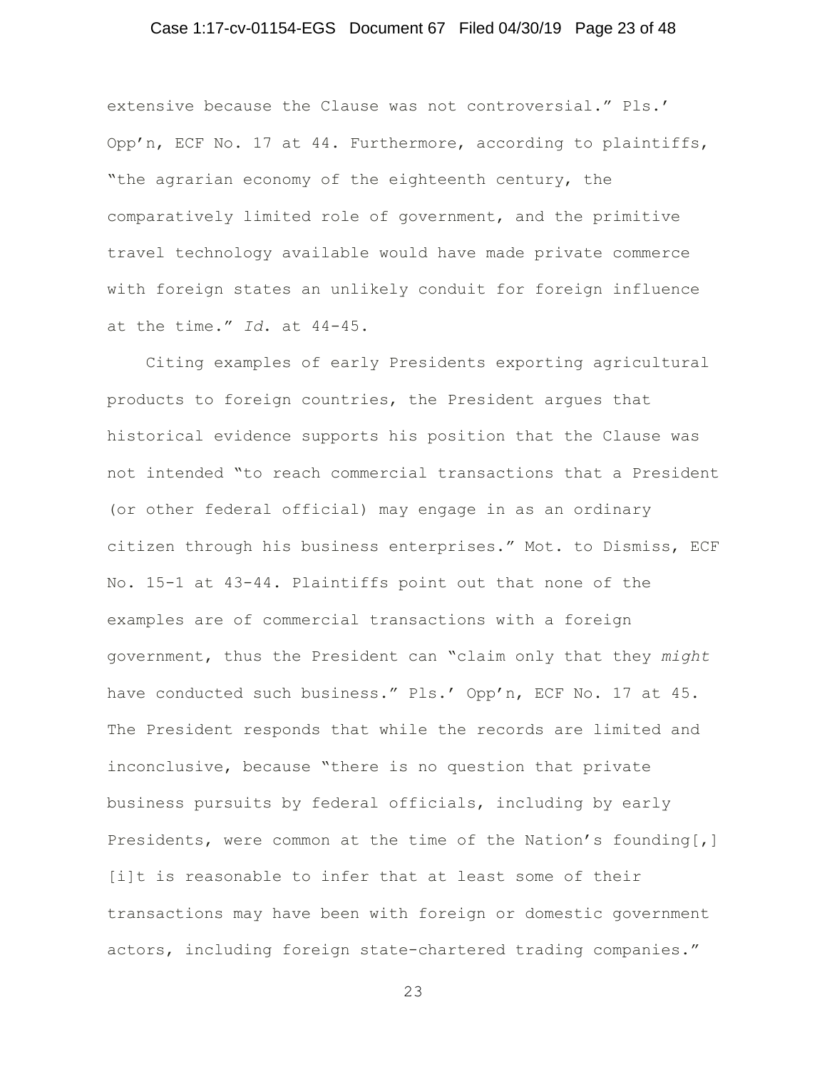extensive because the Clause was not controversial." Pls.' Opp'n, ECF No. 17 at 44. Furthermore, according to plaintiffs, "the agrarian economy of the eighteenth century, the comparatively limited role of government, and the primitive travel technology available would have made private commerce with foreign states an unlikely conduit for foreign influence at the time." *Id.* at 44-45.

Citing examples of early Presidents exporting agricultural products to foreign countries, the President argues that historical evidence supports his position that the Clause was not intended "to reach commercial transactions that a President (or other federal official) may engage in as an ordinary citizen through his business enterprises." Mot. to Dismiss, ECF No. 15-1 at 43-44. Plaintiffs point out that none of the examples are of commercial transactions with a foreign government, thus the President can "claim only that they *might* have conducted such business." Pls.' Opp'n, ECF No. 17 at 45. The President responds that while the records are limited and inconclusive, because "there is no question that private business pursuits by federal officials, including by early Presidents, were common at the time of the Nation's founding[,] [i]t is reasonable to infer that at least some of their transactions may have been with foreign or domestic government actors, including foreign state-chartered trading companies."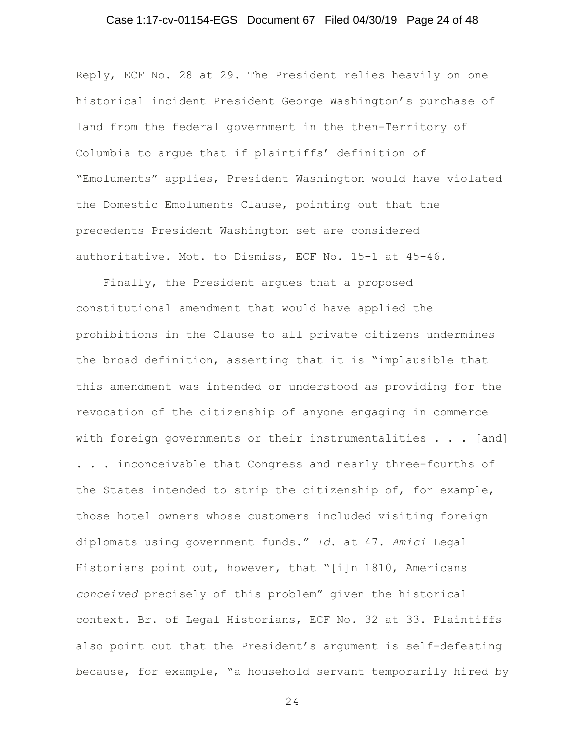Reply, ECF No. 28 at 29. The President relies heavily on one historical incident—President George Washington's purchase of land from the federal government in the then-Territory of Columbia—to argue that if plaintiffs' definition of "Emoluments" applies, President Washington would have violated the Domestic Emoluments Clause, pointing out that the precedents President Washington set are considered authoritative. Mot. to Dismiss, ECF No. 15-1 at 45-46.

Finally, the President argues that a proposed constitutional amendment that would have applied the prohibitions in the Clause to all private citizens undermines the broad definition, asserting that it is "implausible that this amendment was intended or understood as providing for the revocation of the citizenship of anyone engaging in commerce with foreign governments or their instrumentalities . . . [and] . . . inconceivable that Congress and nearly three-fourths of the States intended to strip the citizenship of, for example, those hotel owners whose customers included visiting foreign diplomats using government funds." *Id.* at 47. *Amici* Legal Historians point out, however, that "[i]n 1810, Americans *conceived* precisely of this problem" given the historical context. Br. of Legal Historians, ECF No. 32 at 33. Plaintiffs also point out that the President's argument is self-defeating because, for example, "a household servant temporarily hired by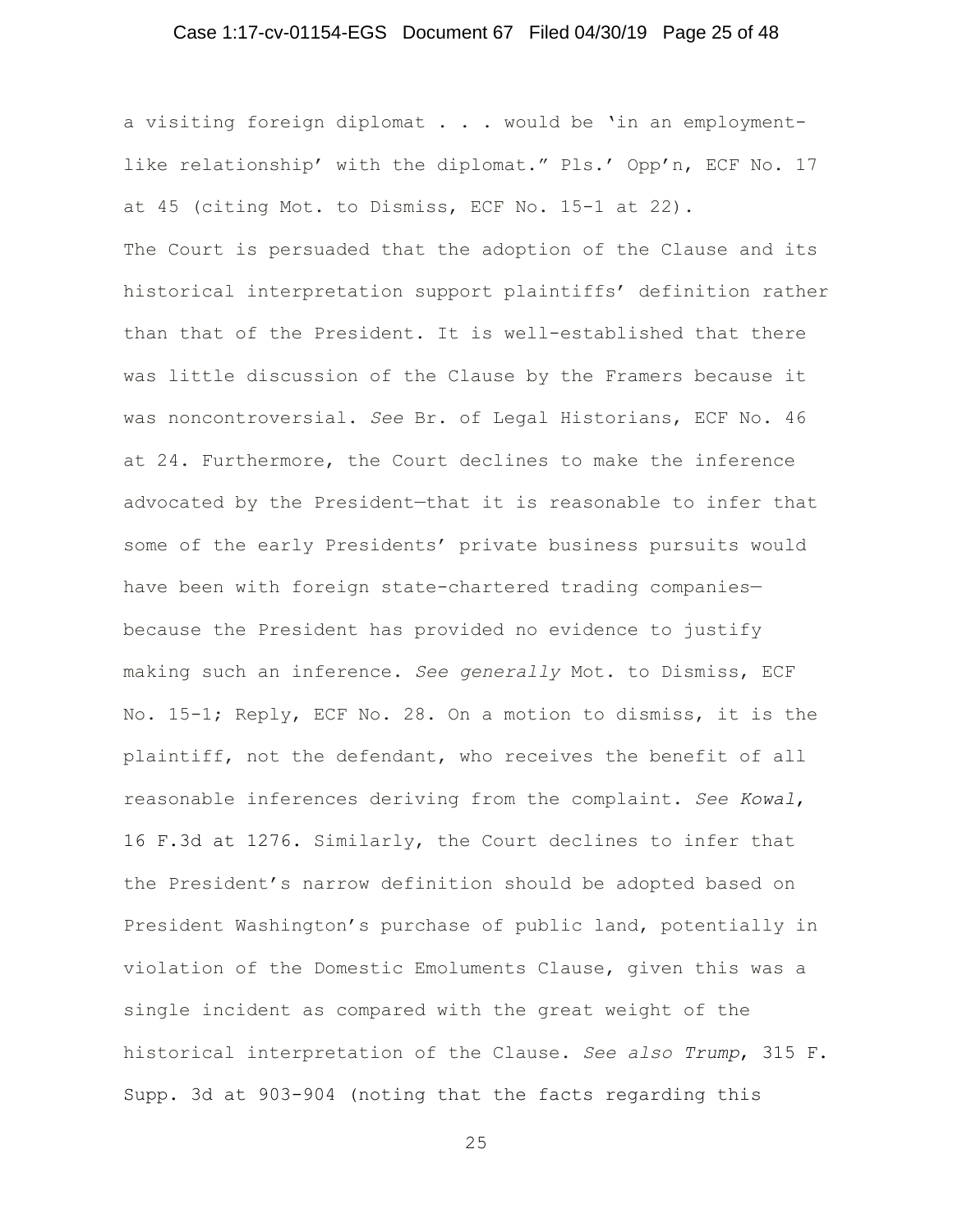a visiting foreign diplomat . . . would be 'in an employment-like relationship' with the diplomat." Pls.' Opp'n, ECF No. 17 at 45 (citing Mot. to Dismiss, ECF No. 15-1 at 22).

The Court is persuaded that the adoption of the Clause and its historical interpretation support plaintiffs' definition rather than that of the President. It is well-established that there was little discussion of the Clause by the Framers because it was noncontroversial. *See* Br. of Legal Historians, ECF No. 46 at 24. Furthermore, the Court declines to make the inference advocated by the President—that it is reasonable to infer that some of the early Presidents' private business pursuits would have been with foreign state-chartered trading companies—because the President has provided no evidence to justify making such an inference. *See generally* Mot. to Dismiss, ECF No. 15-1; Reply, ECF No. 28. On a motion to dismiss, it is the plaintiff, not the defendant, who receives the benefit of all reasonable inferences deriving from the complaint. *See Kowal*, 16 F.3d at 1276. Similarly, the Court declines to infer that the President's narrow definition should be adopted based on President Washington's purchase of public land, potentially in violation of the Domestic Emoluments Clause, given this was a single incident as compared with the great weight of the historical interpretation of the Clause. *See also Trump*, 315 F. Supp. 3d at 903-904 (noting that the facts regarding this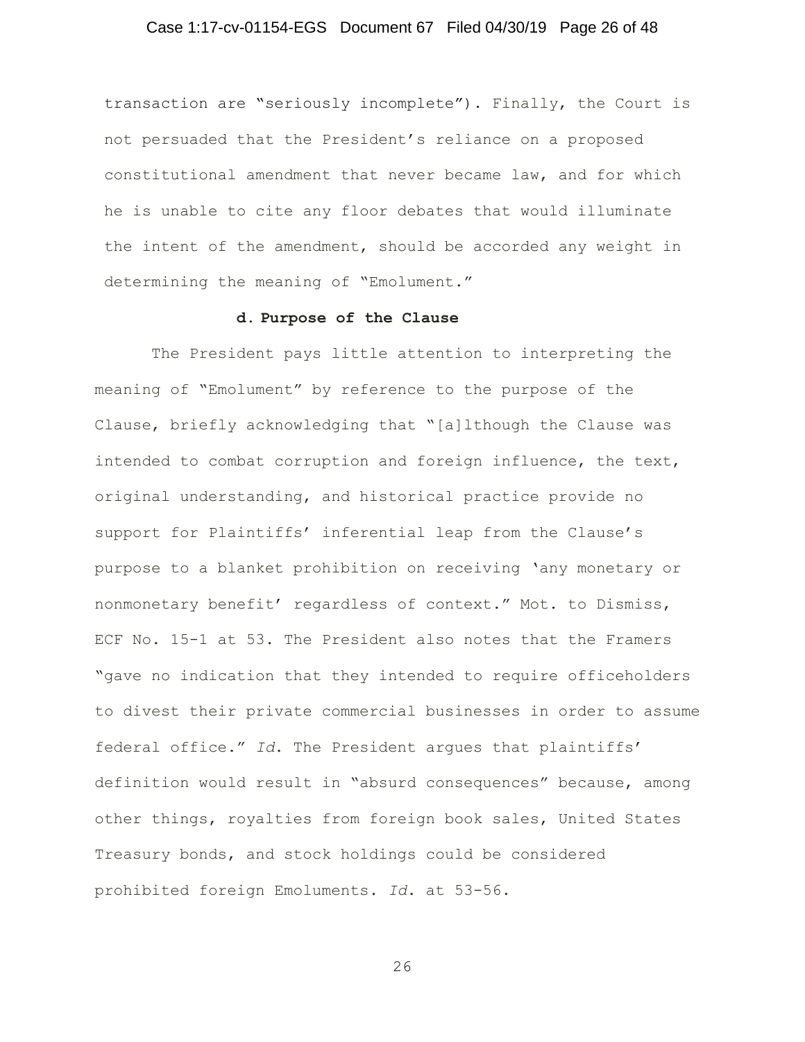transaction are "seriously incomplete"). Finally, the Court is not persuaded that the President's reliance on a proposed constitutional amendment that never became law, and for which he is unable to cite any floor debates that would illuminate the intent of the amendment, should be accorded any weight in determining the meaning of "Emolument."

#### d. Purpose of the Clause

The President pays little attention to interpreting the meaning of "Emolument" by reference to the purpose of the Clause, briefly acknowledging that "[a]lthough the Clause was intended to combat corruption and foreign influence, the text, original understanding, and historical practice provide no support for Plaintiffs' inferential leap from the Clause's purpose to a blanket prohibition on receiving 'any monetary or nonmonetary benefit' regardless of context." Mot. to Dismiss, ECF No. 15-1 at 53. The President also notes that the Framers "gave no indication that they intended to require officeholders to divest their private commercial businesses in order to assume federal office." *Id.* The President argues that plaintiffs' definition would result in "absurd consequences" because, among other things, royalties from foreign book sales, United States Treasury bonds, and stock holdings could be considered prohibited foreign Emoluments. *Id.* at 53-56.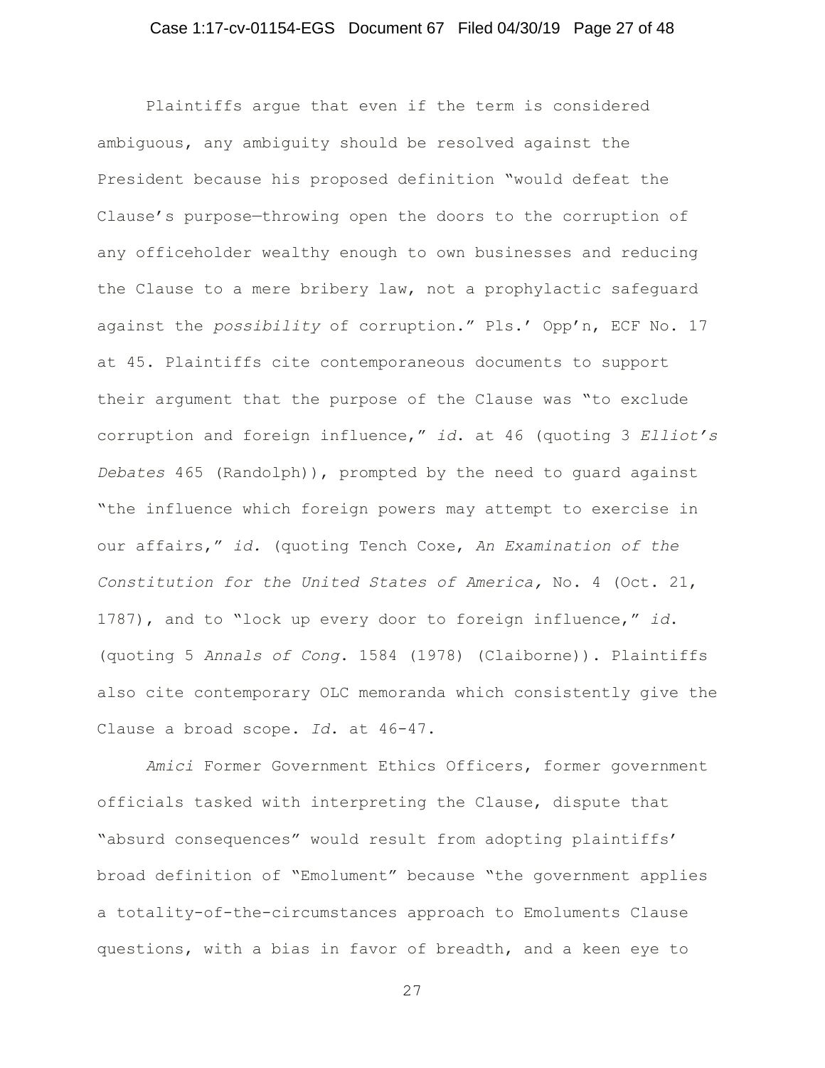Plaintiffs argue that even if the term is considered ambiguous, any ambiguity should be resolved against the President because his proposed definition "would defeat the Clause's purpose—throwing open the doors to the corruption of any officeholder wealthy enough to own businesses and reducing the Clause to a mere bribery law, not a prophylactic safeguard against the *possibility* of corruption." Pls.' Opp'n, ECF No. 17 at 45. Plaintiffs cite contemporaneous documents to support their argument that the purpose of the Clause was "to exclude corruption and foreign influence," *id.* at 46 (quoting 3 *Elliot's Debates* 465 (Randolph)), prompted by the need to guard against "the influence which foreign powers may attempt to exercise in our affairs," *id.* (quoting Tench Coxe, *An Examination of the Constitution for the United States of America,* No. 4 (Oct. 21, 1787), and to "lock up every door to foreign influence," *id.* (quoting 5 *Annals of Cong.* 1584 (1978) (Claiborne)). Plaintiffs also cite contemporary OLC memoranda which consistently give the Clause a broad scope. *Id.* at 46-47.

*Amici* Former Government Ethics Officers, former government officials tasked with interpreting the Clause, dispute that "absurd consequences" would result from adopting plaintiffs' broad definition of "Emolument" because "the government applies a totality-of-the-circumstances approach to Emoluments Clause questions, with a bias in favor of breadth, and a keen eye to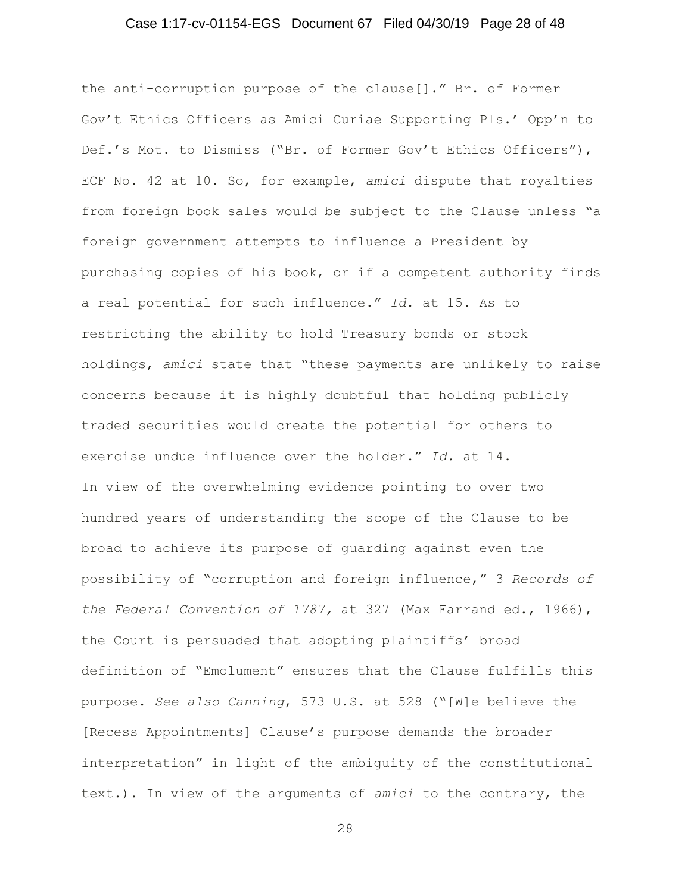the anti-corruption purpose of the clause[]." Br. of Former Gov't Ethics Officers as Amici Curiae Supporting Pls.' Opp'n to Def.'s Mot. to Dismiss ("Br. of Former Gov't Ethics Officers"), ECF No. 42 at 10. So, for example, *amici* dispute that royalties from foreign book sales would be subject to the Clause unless "a foreign government attempts to influence a President by purchasing copies of his book, or if a competent authority finds a real potential for such influence." *Id.* at 15. As to restricting the ability to hold Treasury bonds or stock holdings, *amici* state that "these payments are unlikely to raise concerns because it is highly doubtful that holding publicly traded securities would create the potential for others to exercise undue influence over the holder." *Id.* at 14.

In view of the overwhelming evidence pointing to over two hundred years of understanding the scope of the Clause to be broad to achieve its purpose of guarding against even the possibility of "corruption and foreign influence," 3 *Records of the Federal Convention of 1787,* at 327 (Max Farrand ed., 1966), the Court is persuaded that adopting plaintiffs' broad definition of "Emolument" ensures that the Clause fulfills this purpose. *See also Canning*, 573 U.S. at 528 ("[W]e believe the [Recess Appointments] Clause's purpose demands the broader interpretation" in light of the ambiguity of the constitutional text.). In view of the arguments of *amici* to the contrary, the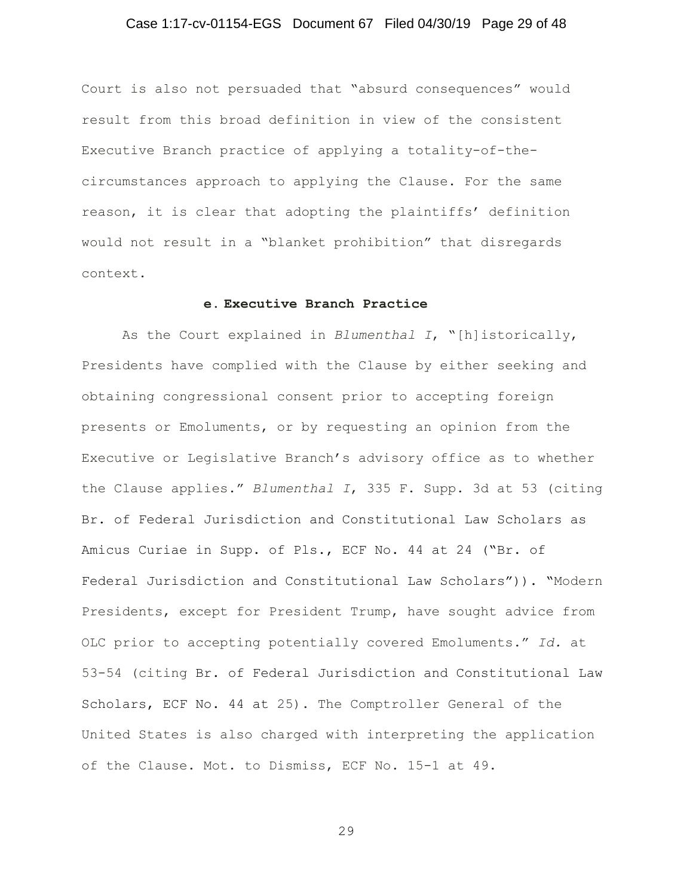Court is also not persuaded that "absurd consequences" would result from this broad definition in view of the consistent Executive Branch practice of applying a totality-of-the-circumstances approach to applying the Clause. For the same reason, it is clear that adopting the plaintiffs' definition would not result in a "blanket prohibition" that disregards context.

#### e. Executive Branch Practice

As the Court explained in *Blumenthal I*, "[h]istorically, Presidents have complied with the Clause by either seeking and obtaining congressional consent prior to accepting foreign presents or Emoluments, or by requesting an opinion from the Executive or Legislative Branch's advisory office as to whether the Clause applies." *Blumenthal I*, 335 F. Supp. 3d at 53 (citing Br. of Federal Jurisdiction and Constitutional Law Scholars as Amicus Curiae in Supp. of Pls., ECF No. 44 at 24 ("Br. of Federal Jurisdiction and Constitutional Law Scholars")). "Modern Presidents, except for President Trump, have sought advice from OLC prior to accepting potentially covered Emoluments." *Id.* at 53-54 (citing Br. of Federal Jurisdiction and Constitutional Law Scholars, ECF No. 44 at 25). The Comptroller General of the United States is also charged with interpreting the application of the Clause. Mot. to Dismiss, ECF No. 15-1 at 49.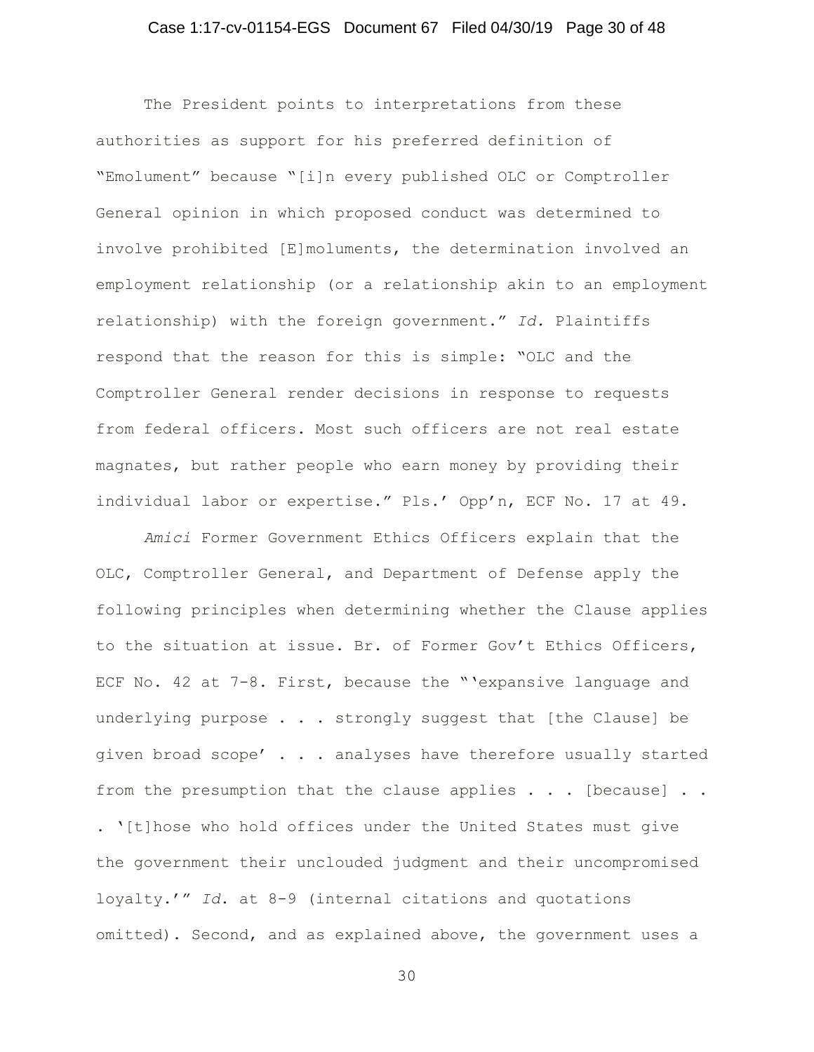The President points to interpretations from these authorities as support for his preferred definition of "Emolument" because "[i]n every published OLC or Comptroller General opinion in which proposed conduct was determined to involve prohibited [E]moluments, the determination involved an employment relationship (or a relationship akin to an employment relationship) with the foreign government." *Id.* Plaintiffs respond that the reason for this is simple: "OLC and the Comptroller General render decisions in response to requests from federal officers. Most such officers are not real estate magnates, but rather people who earn money by providing their individual labor or expertise." Pls.' Opp'n, ECF No. 17 at 49.

*Amici* Former Government Ethics Officers explain that the OLC, Comptroller General, and Department of Defense apply the following principles when determining whether the Clause applies to the situation at issue. Br. of Former Gov't Ethics Officers, ECF No. 42 at 7-8. First, because the "'expansive language and underlying purpose . . . strongly suggest that [the Clause] be given broad scope' . . . analyses have therefore usually started from the presumption that the clause applies . . . [because] . . . '[t]hose who hold offices under the United States must give the government their unclouded judgment and their uncompromised loyalty.'" *Id.* at 8-9 (internal citations and quotations omitted). Second, and as explained above, the government uses a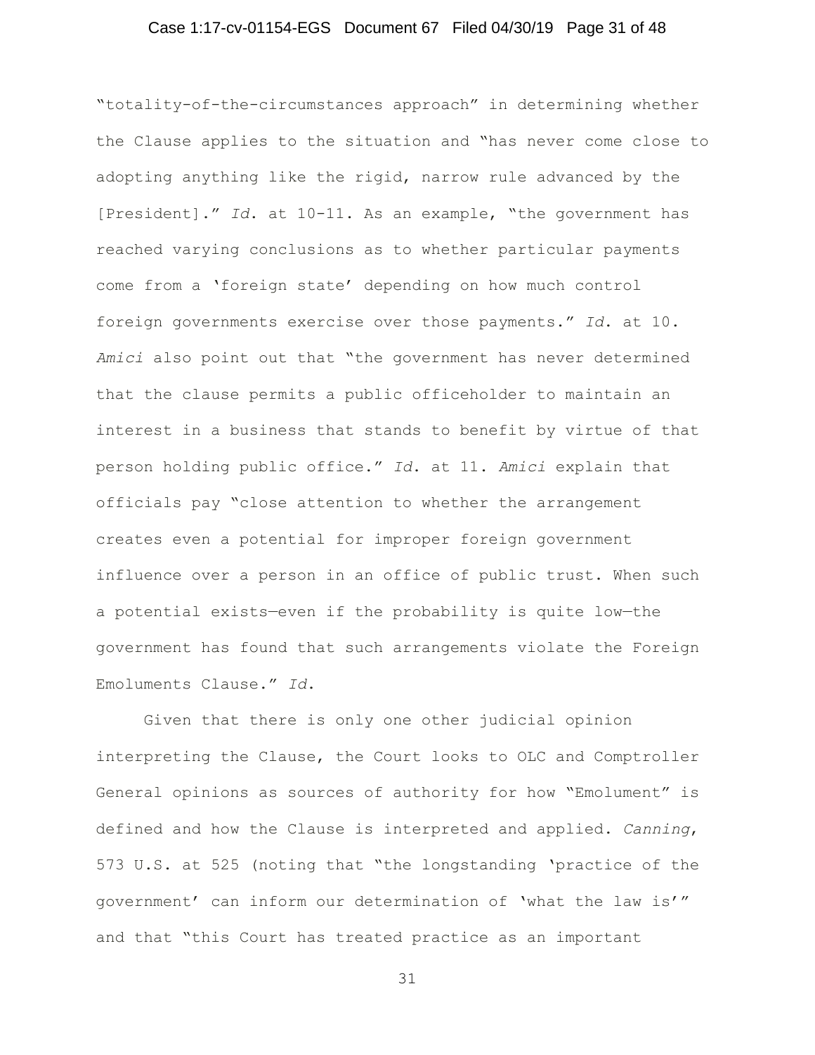"totality-of-the-circumstances approach" in determining whether the Clause applies to the situation and "has never come close to adopting anything like the rigid, narrow rule advanced by the [President]." *Id.* at 10-11. As an example, "the government has reached varying conclusions as to whether particular payments come from a 'foreign state' depending on how much control foreign governments exercise over those payments." *Id.* at 10. *Amici* also point out that "the government has never determined that the clause permits a public officeholder to maintain an interest in a business that stands to benefit by virtue of that person holding public office." *Id.* at 11. *Amici* explain that officials pay "close attention to whether the arrangement creates even a potential for improper foreign government influence over a person in an office of public trust. When such a potential exists—even if the probability is quite low—the government has found that such arrangements violate the Foreign Emoluments Clause." *Id.*

Given that there is only one other judicial opinion interpreting the Clause, the Court looks to OLC and Comptroller General opinions as sources of authority for how "Emolument" is defined and how the Clause is interpreted and applied. *Canning*, 573 U.S. at 525 (noting that "the longstanding 'practice of the government' can inform our determination of 'what the law is'" and that "this Court has treated practice as an important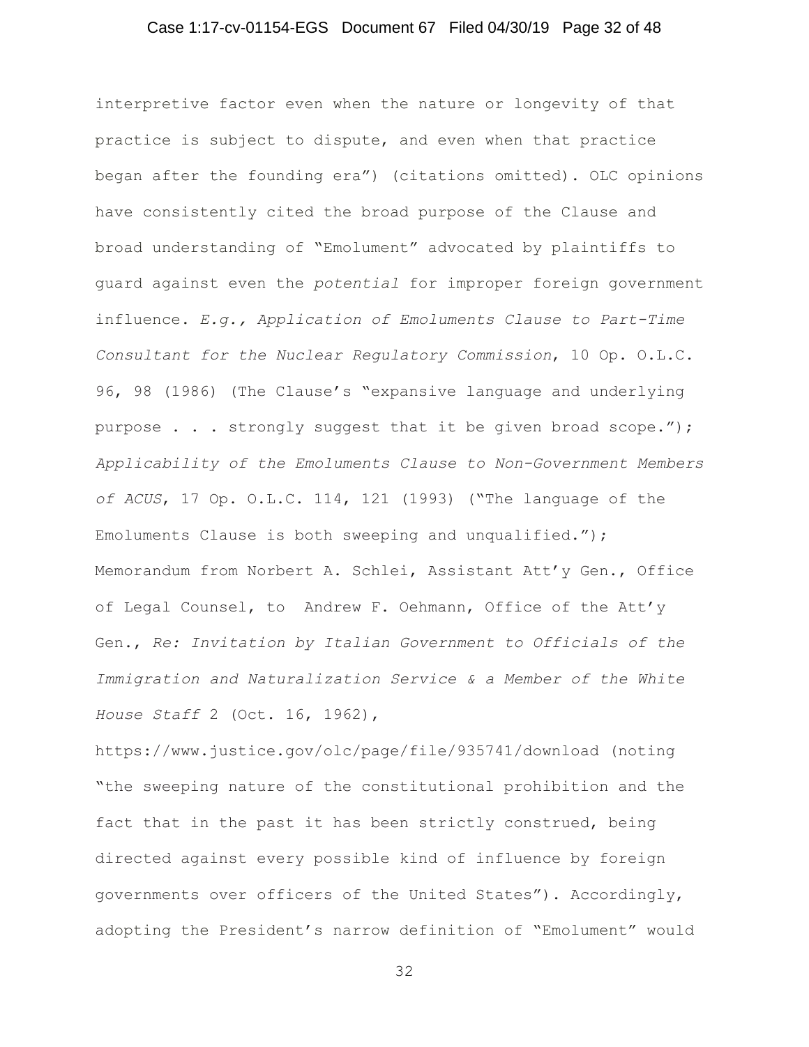interpretive factor even when the nature or longevity of that practice is subject to dispute, and even when that practice began after the founding era") (citations omitted). OLC opinions have consistently cited the broad purpose of the Clause and broad understanding of "Emolument" advocated by plaintiffs to guard against even the *potential* for improper foreign government influence. *E.g.*, *Application of Emoluments Clause to Part-Time Consultant for the Nuclear Regulatory Commission*, 10 Op. O.L.C. 96, 98 (1986) (The Clause's "expansive language and underlying purpose . . . strongly suggest that it be given broad scope."); *Applicability of the Emoluments Clause to Non-Government Members of ACUS*, 17 Op. O.L.C. 114, 121 (1993) ("The language of the Emoluments Clause is both sweeping and unqualified."); Memorandum from Norbert A. Schlei, Assistant Att'y Gen., Office of Legal Counsel, to Andrew F. Oehmann, Office of the Att'y Gen., *Re: Invitation by Italian Government to Officials of the Immigration and Naturalization Service & a Member of the White House Staff* 2 (Oct. 16, 1962), https://www.justice.gov/olc/page/file/935741/download (noting "the sweeping nature of the constitutional prohibition and the fact that in the past it has been strictly construed, being directed against every possible kind of influence by foreign governments over officers of the United States"). Accordingly, adopting the President's narrow definition of "Emolument" would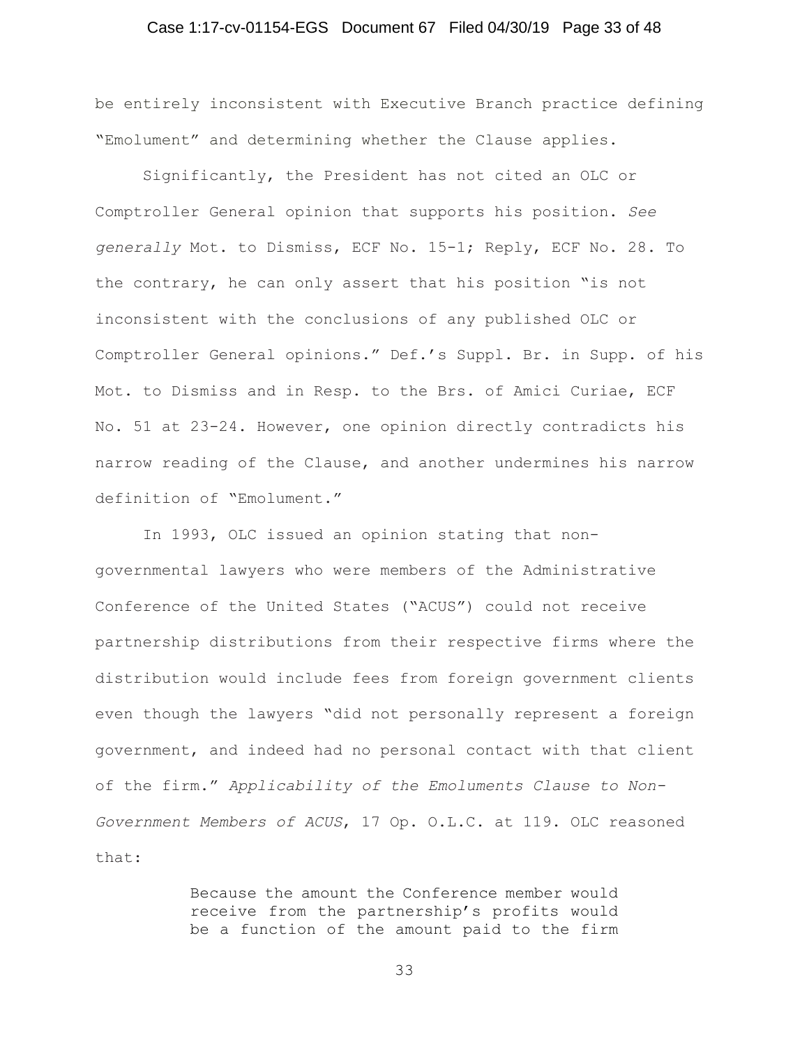be entirely inconsistent with Executive Branch practice defining "Emolument" and determining whether the Clause applies.

Significantly, the President has not cited an OLC or Comptroller General opinion that supports his position. *See generally* Mot. to Dismiss, ECF No. 15-1; Reply, ECF No. 28. To the contrary, he can only assert that his position "is not inconsistent with the conclusions of any published OLC or Comptroller General opinions." Def.'s Suppl. Br. in Supp. of his Mot. to Dismiss and in Resp. to the Brs. of Amici Curiae, ECF No. 51 at 23-24. However, one opinion directly contradicts his narrow reading of the Clause, and another undermines his narrow definition of "Emolument."

In 1993, OLC issued an opinion stating that non-governmental lawyers who were members of the Administrative Conference of the United States ("ACUS") could not receive partnership distributions from their respective firms where the distribution would include fees from foreign government clients even though the lawyers "did not personally represent a foreign government, and indeed had no personal contact with that client of the firm." *Applicability of the Emoluments Clause to Non-Government Members of ACUS*, 17 Op. O.L.C. at 119. OLC reasoned that:

> Because the amount the Conference member would receive from the partnership's profits would be a function of the amount paid to the firm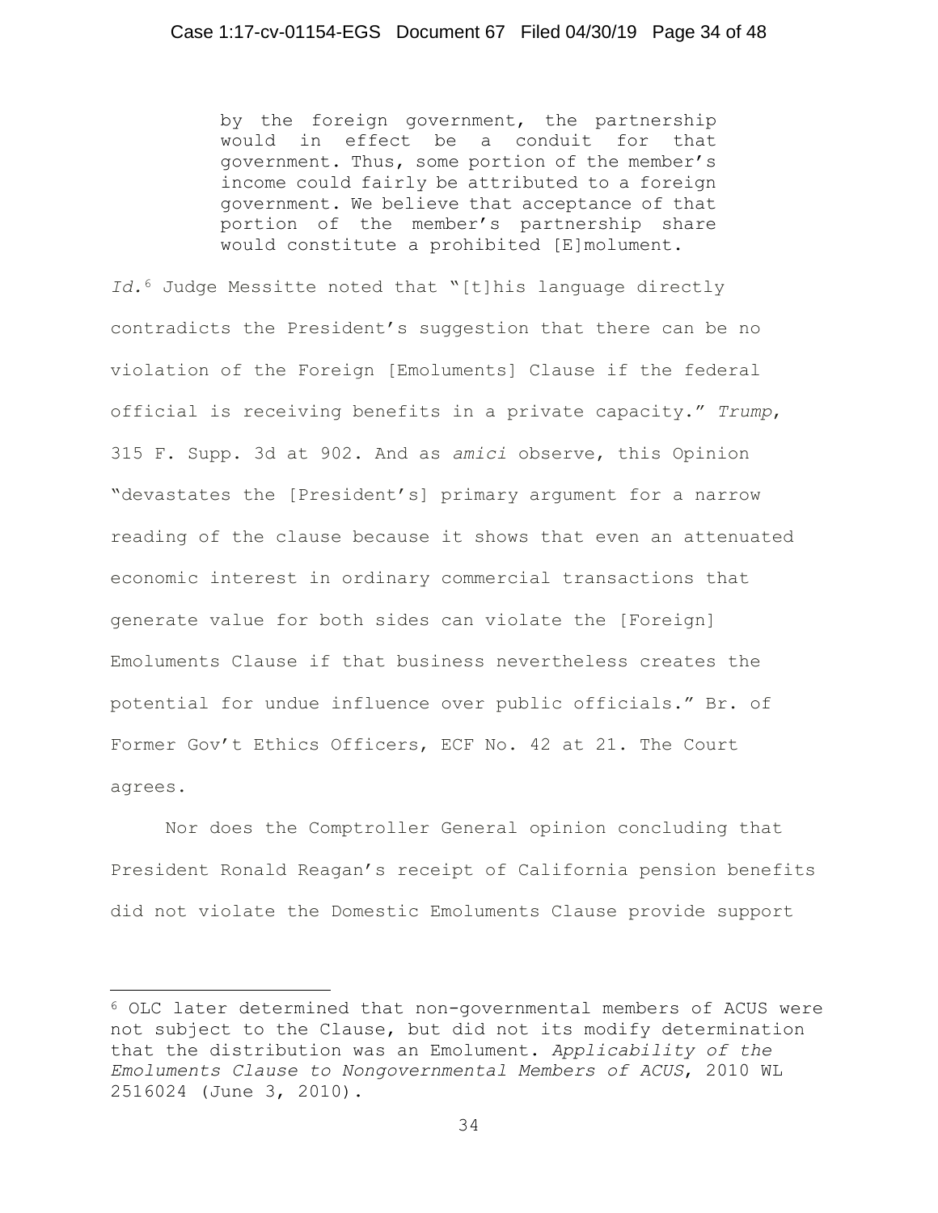> by the foreign government, the partnership would in effect be a conduit for that government. Thus, some portion of the member's income could fairly be attributed to a foreign government. We believe that acceptance of that portion of the member's partnership share would constitute a prohibited [E]molument.

*Id.*[6] Judge Messitte noted that "[t]his language directly contradicts the President's suggestion that there can be no violation of the Foreign [Emoluments] Clause if the federal official is receiving benefits in a private capacity." *Trump*, 315 F. Supp. 3d at 902. And as *amici* observe, this Opinion "devastates the [President's] primary argument for a narrow reading of the clause because it shows that even an attenuated economic interest in ordinary commercial transactions that generate value for both sides can violate the [Foreign] Emoluments Clause if that business nevertheless creates the potential for undue influence over public officials." Br. of Former Gov't Ethics Officers, ECF No. 42 at 21. The Court agrees.

Nor does the Comptroller General opinion concluding that President Ronald Reagan's receipt of California pension benefits did not violate the Domestic Emoluments Clause provide support

---

[6] OLC later determined that non-governmental members of ACUS were not subject to the Clause, but did not its modify determination that the distribution was an Emolument. *Applicability of the Emoluments Clause to Nongovernmental Members of ACUS*, 2010 WL 2516024 (June 3, 2010).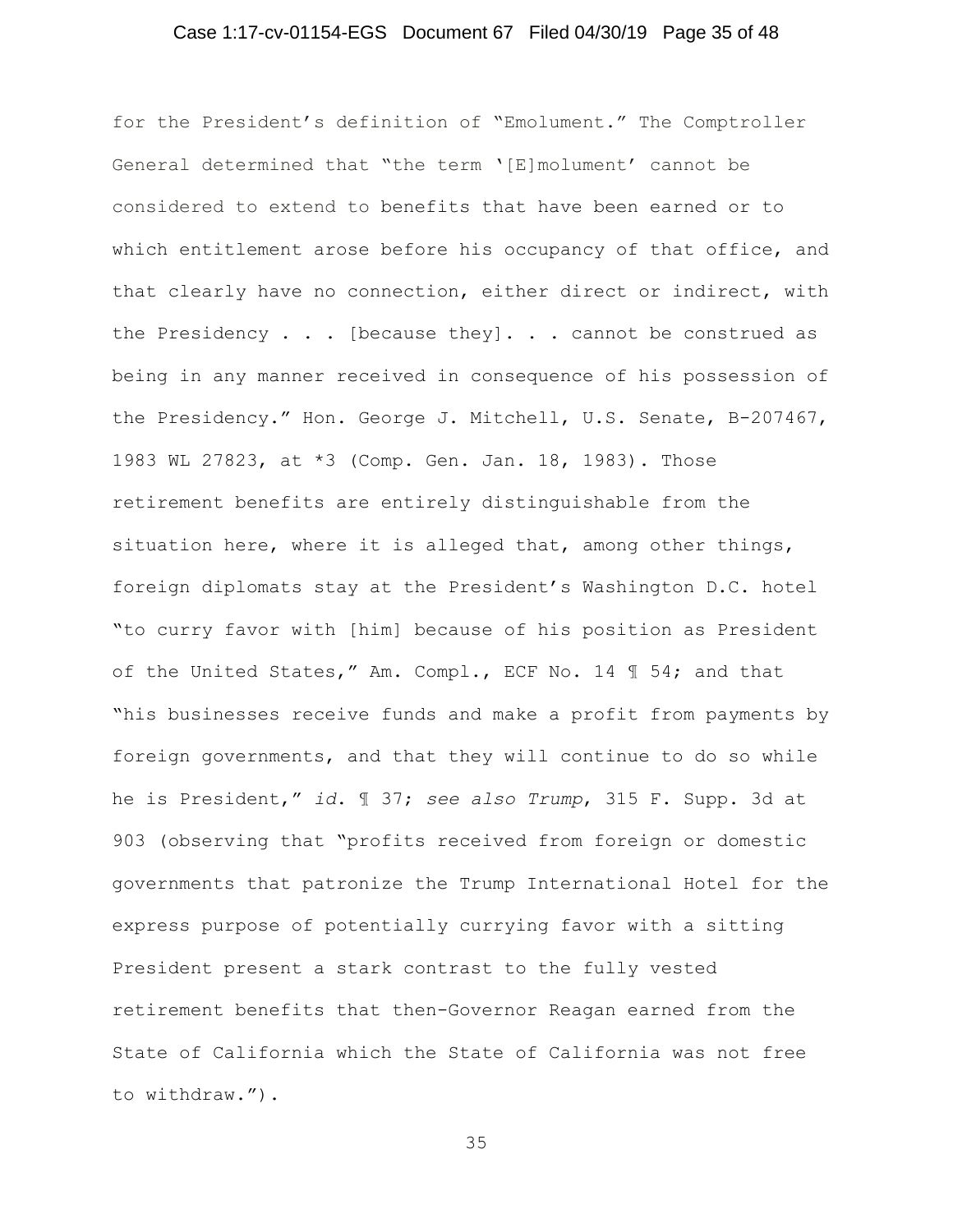for the President's definition of "Emolument." The Comptroller General determined that "the term '[E]molument' cannot be considered to extend to benefits that have been earned or to which entitlement arose before his occupancy of that office, and that clearly have no connection, either direct or indirect, with the Presidency . . . [because they]. . . cannot be construed as being in any manner received in consequence of his possession of the Presidency." Hon. George J. Mitchell, U.S. Senate, B-207467, 1983 WL 27823, at *3 (Comp. Gen. Jan. 18, 1983). Those retirement benefits are entirely distinguishable from the situation here, where it is alleged that, among other things, foreign diplomats stay at the President's Washington D.C. hotel "to curry favor with [him] because of his position as President of the United States," Am. Compl., ECF No. 14 ¶ 54; and that "his businesses receive funds and make a profit from payments by foreign governments, and that they will continue to do so while he is President," *id.* ¶ 37; *see also Trump*, 315 F. Supp. 3d at 903 (observing that "profits received from foreign or domestic governments that patronize the Trump International Hotel for the express purpose of potentially currying favor with a sitting President present a stark contrast to the fully vested retirement benefits that then-Governor Reagan earned from the State of California which the State of California was not free to withdraw.").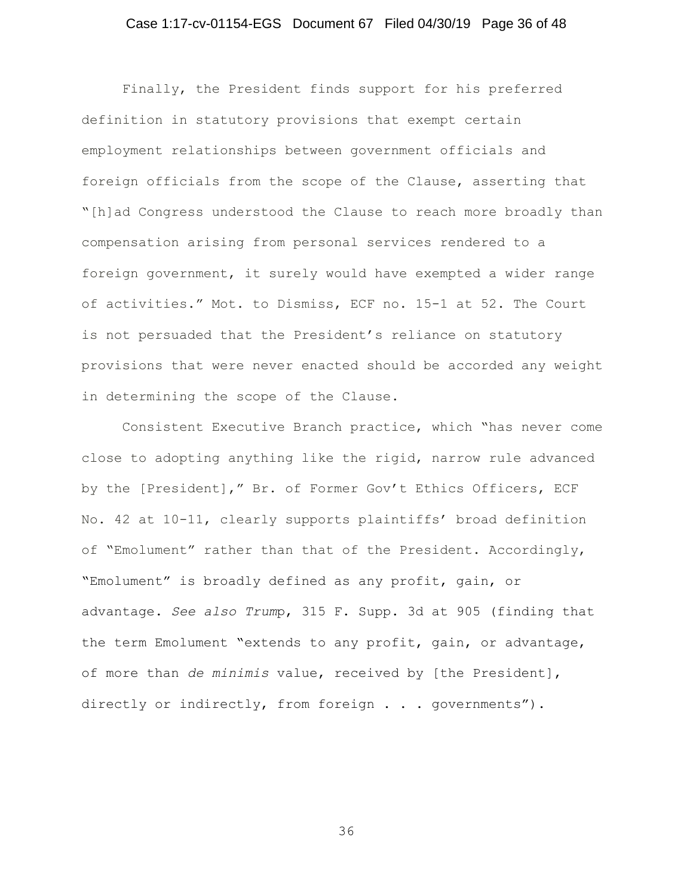Finally, the President finds support for his preferred definition in statutory provisions that exempt certain employment relationships between government officials and foreign officials from the scope of the Clause, asserting that "[h]ad Congress understood the Clause to reach more broadly than compensation arising from personal services rendered to a foreign government, it surely would have exempted a wider range of activities." Mot. to Dismiss, ECF no. 15-1 at 52. The Court is not persuaded that the President's reliance on statutory provisions that were never enacted should be accorded any weight in determining the scope of the Clause.

Consistent Executive Branch practice, which "has never come close to adopting anything like the rigid, narrow rule advanced by the [President]," Br. of Former Gov't Ethics Officers, ECF No. 42 at 10-11, clearly supports plaintiffs' broad definition of "Emolument" rather than that of the President. Accordingly, "Emolument" is broadly defined as any profit, gain, or advantage. *See also Trump*, 315 F. Supp. 3d at 905 (finding that the term Emolument "extends to any profit, gain, or advantage, of more than *de minimis* value, received by [the President], directly or indirectly, from foreign . . . governments").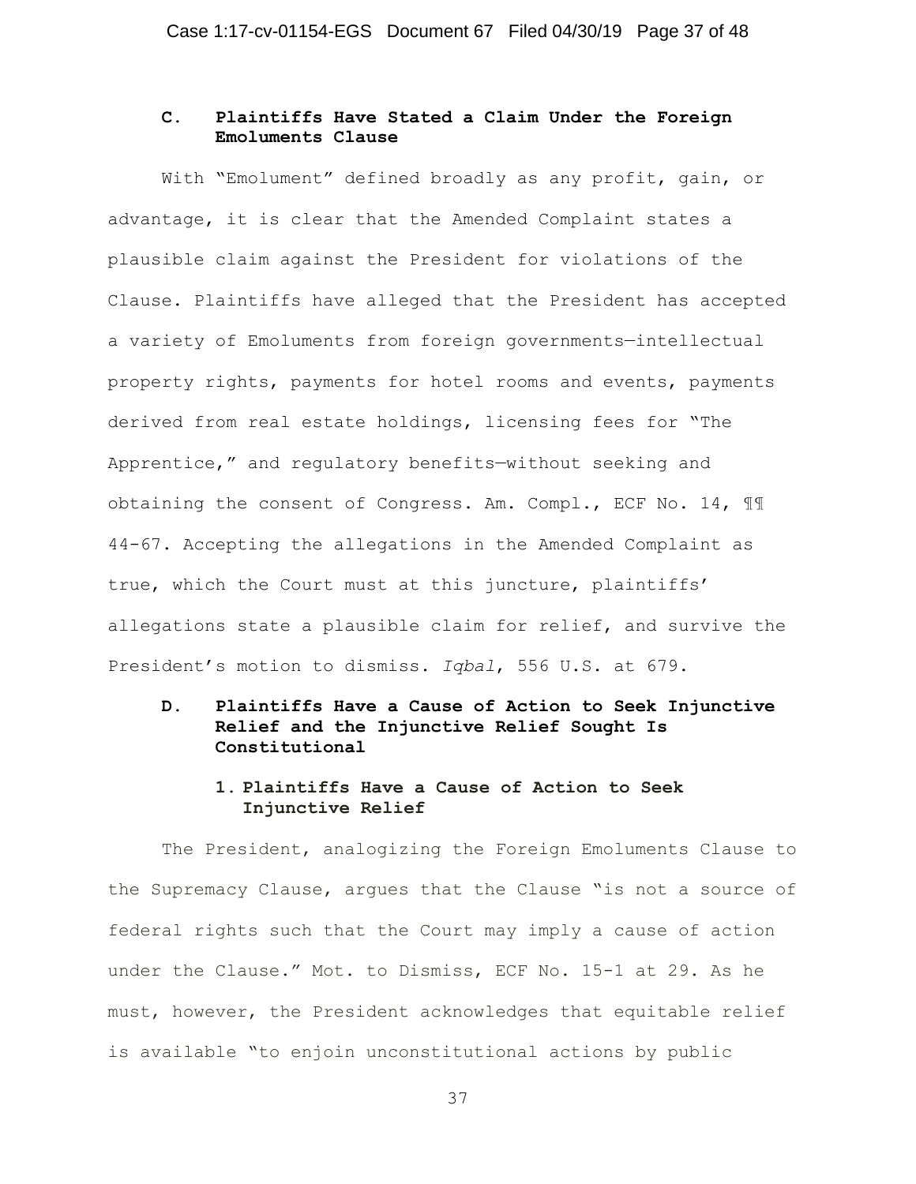### C. Plaintiffs Have Stated a Claim Under the Foreign Emoluments Clause

With "Emolument" defined broadly as any profit, gain, or advantage, it is clear that the Amended Complaint states a plausible claim against the President for violations of the Clause. Plaintiffs have alleged that the President has accepted a variety of Emoluments from foreign governments—intellectual property rights, payments for hotel rooms and events, payments derived from real estate holdings, licensing fees for "The Apprentice," and regulatory benefits—without seeking and obtaining the consent of Congress. Am. Compl., ECF No. 14, ¶¶ 44-67. Accepting the allegations in the Amended Complaint as true, which the Court must at this juncture, plaintiffs' allegations state a plausible claim for relief, and survive the President's motion to dismiss. *Iqbal*, 556 U.S. at 679.

### D. Plaintiffs Have a Cause of Action to Seek Injunctive Relief and the Injunctive Relief Sought Is Constitutional

#### 1. Plaintiffs Have a Cause of Action to Seek Injunctive Relief

The President, analogizing the Foreign Emoluments Clause to the Supremacy Clause, argues that the Clause "is not a source of federal rights such that the Court may imply a cause of action under the Clause." Mot. to Dismiss, ECF No. 15-1 at 29. As he must, however, the President acknowledges that equitable relief is available "to enjoin unconstitutional actions by public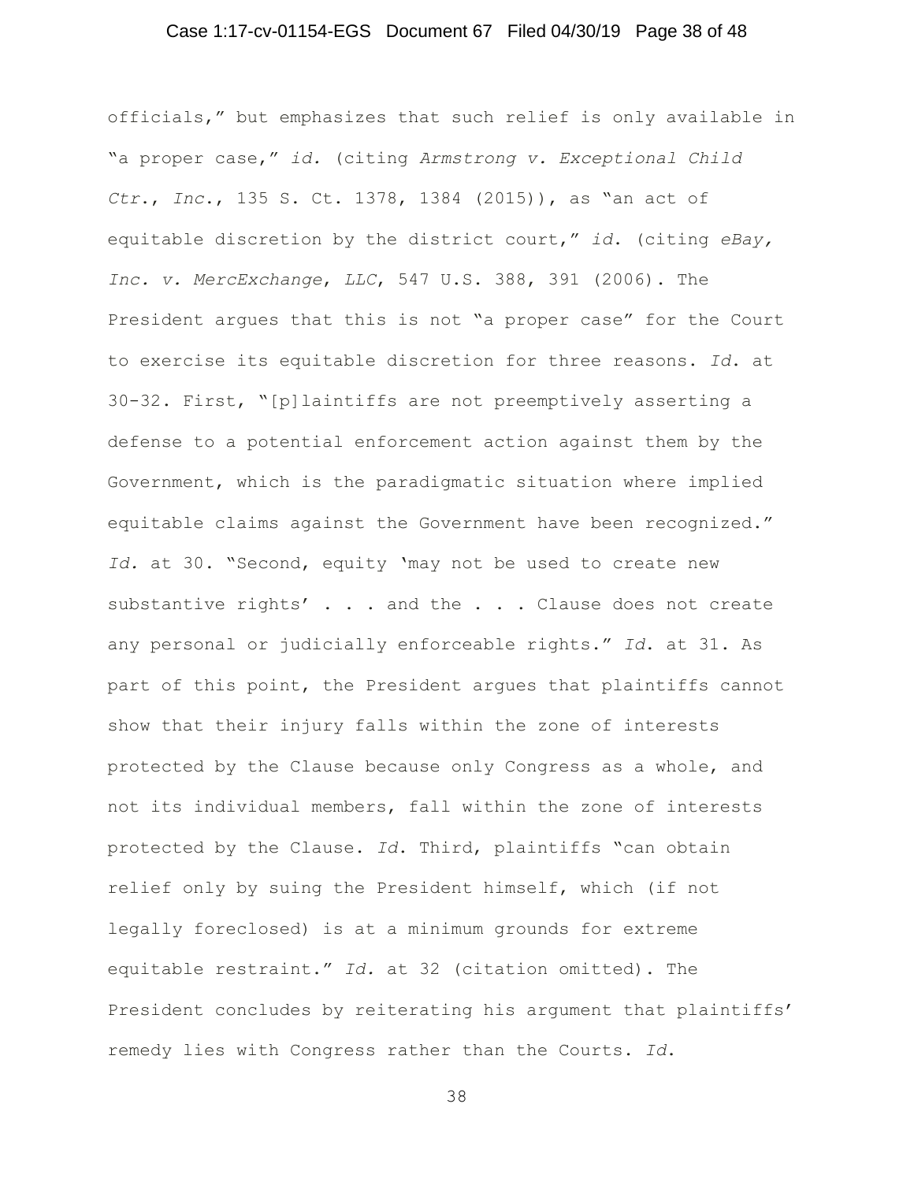officials," but emphasizes that such relief is only available in "a proper case," *id.* (citing *Armstrong v. Exceptional Child Ctr., Inc.*, 135 S. Ct. 1378, 1384 (2015)), as "an act of equitable discretion by the district court," *id.* (citing *eBay, Inc. v. MercExchange, LLC*, 547 U.S. 388, 391 (2006). The President argues that this is not "a proper case" for the Court to exercise its equitable discretion for three reasons. *Id.* at 30-32. First, "[p]laintiffs are not preemptively asserting a defense to a potential enforcement action against them by the Government, which is the paradigmatic situation where implied equitable claims against the Government have been recognized." *Id.* at 30. "Second, equity 'may not be used to create new substantive rights' . . . and the . . . Clause does not create any personal or judicially enforceable rights." *Id.* at 31. As part of this point, the President argues that plaintiffs cannot show that their injury falls within the zone of interests protected by the Clause because only Congress as a whole, and not its individual members, fall within the zone of interests protected by the Clause. *Id.* Third, plaintiffs "can obtain relief only by suing the President himself, which (if not legally foreclosed) is at a minimum grounds for extreme equitable restraint." *Id.* at 32 (citation omitted). The President concludes by reiterating his argument that plaintiffs' remedy lies with Congress rather than the Courts. *Id.*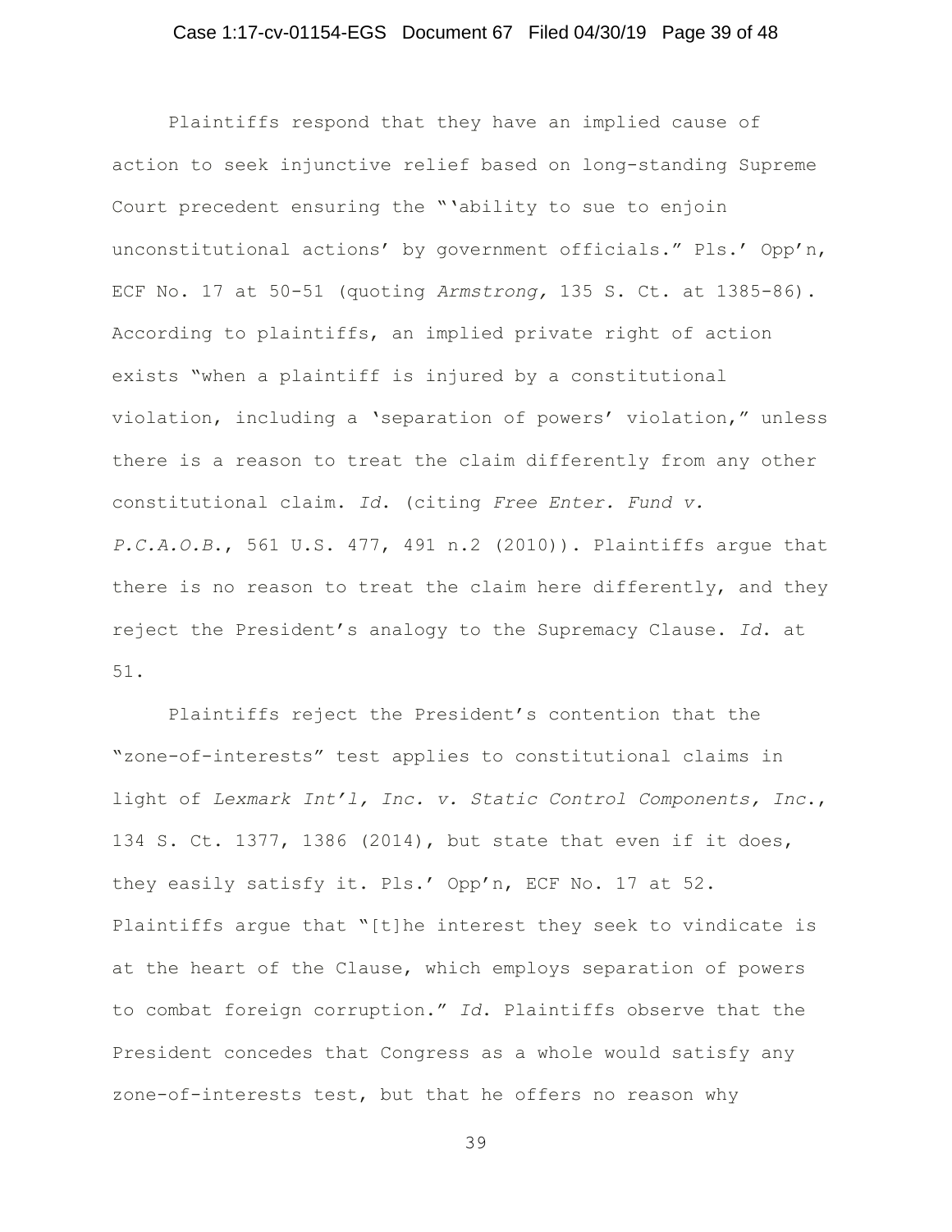Plaintiffs respond that they have an implied cause of action to seek injunctive relief based on long-standing Supreme Court precedent ensuring the "'ability to sue to enjoin unconstitutional actions' by government officials." Pls.' Opp'n, ECF No. 17 at 50-51 (quoting *Armstrong,* 135 S. Ct. at 1385-86). According to plaintiffs, an implied private right of action exists "when a plaintiff is injured by a constitutional violation, including a 'separation of powers' violation," unless there is a reason to treat the claim differently from any other constitutional claim. *Id.* (citing *Free Enter. Fund v. P.C.A.O.B.*, 561 U.S. 477, 491 n.2 (2010)). Plaintiffs argue that there is no reason to treat the claim here differently, and they reject the President's analogy to the Supremacy Clause. *Id.* at 51.

Plaintiffs reject the President's contention that the "zone-of-interests" test applies to constitutional claims in light of *Lexmark Int'l, Inc. v. Static Control Components, Inc.*, 134 S. Ct. 1377, 1386 (2014), but state that even if it does, they easily satisfy it. Pls.' Opp'n, ECF No. 17 at 52. Plaintiffs argue that "[t]he interest they seek to vindicate is at the heart of the Clause, which employs separation of powers to combat foreign corruption." *Id.* Plaintiffs observe that the President concedes that Congress as a whole would satisfy any zone-of-interests test, but that he offers no reason why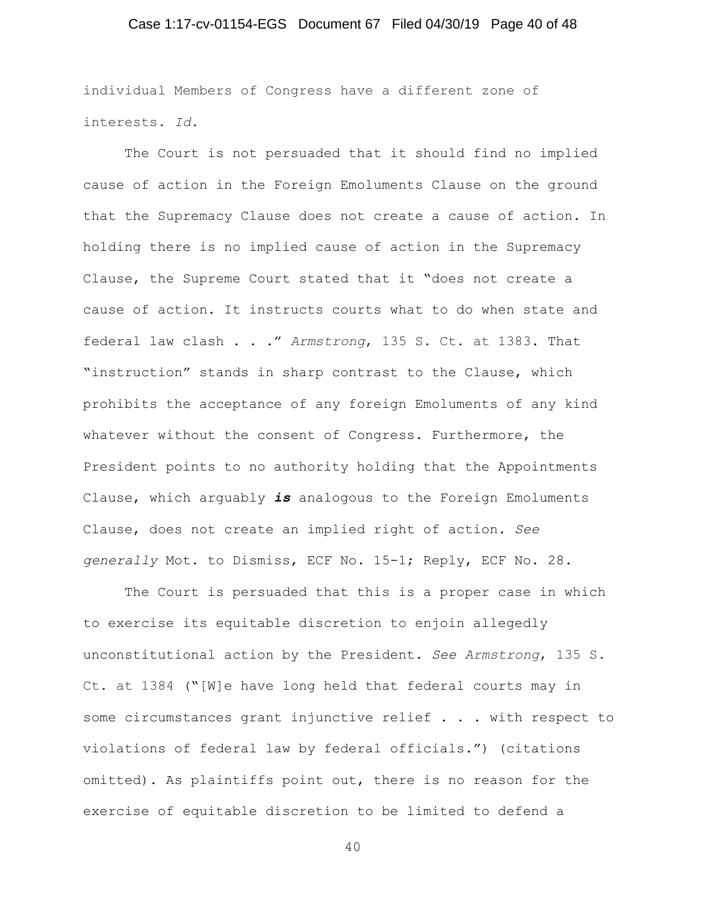individual Members of Congress have a different zone of interests. *Id.*

The Court is not persuaded that it should find no implied cause of action in the Foreign Emoluments Clause on the ground that the Supremacy Clause does not create a cause of action. In holding there is no implied cause of action in the Supremacy Clause, the Supreme Court stated that it "does not create a cause of action. It instructs courts what to do when state and federal law clash . . ." *Armstrong*, 135 S. Ct. at 1383. That "instruction" stands in sharp contrast to the Clause, which prohibits the acceptance of any foreign Emoluments of any kind whatever without the consent of Congress. Furthermore, the President points to no authority holding that the Appointments Clause, which arguably ***is*** analogous to the Foreign Emoluments Clause, does not create an implied right of action. *See generally* Mot. to Dismiss, ECF No. 15-1; Reply, ECF No. 28.

The Court is persuaded that this is a proper case in which to exercise its equitable discretion to enjoin allegedly unconstitutional action by the President. *See Armstrong*, 135 S. Ct. at 1384 ("[W]e have long held that federal courts may in some circumstances grant injunctive relief . . . with respect to violations of federal law by federal officials.") (citations omitted). As plaintiffs point out, there is no reason for the exercise of equitable discretion to be limited to defend a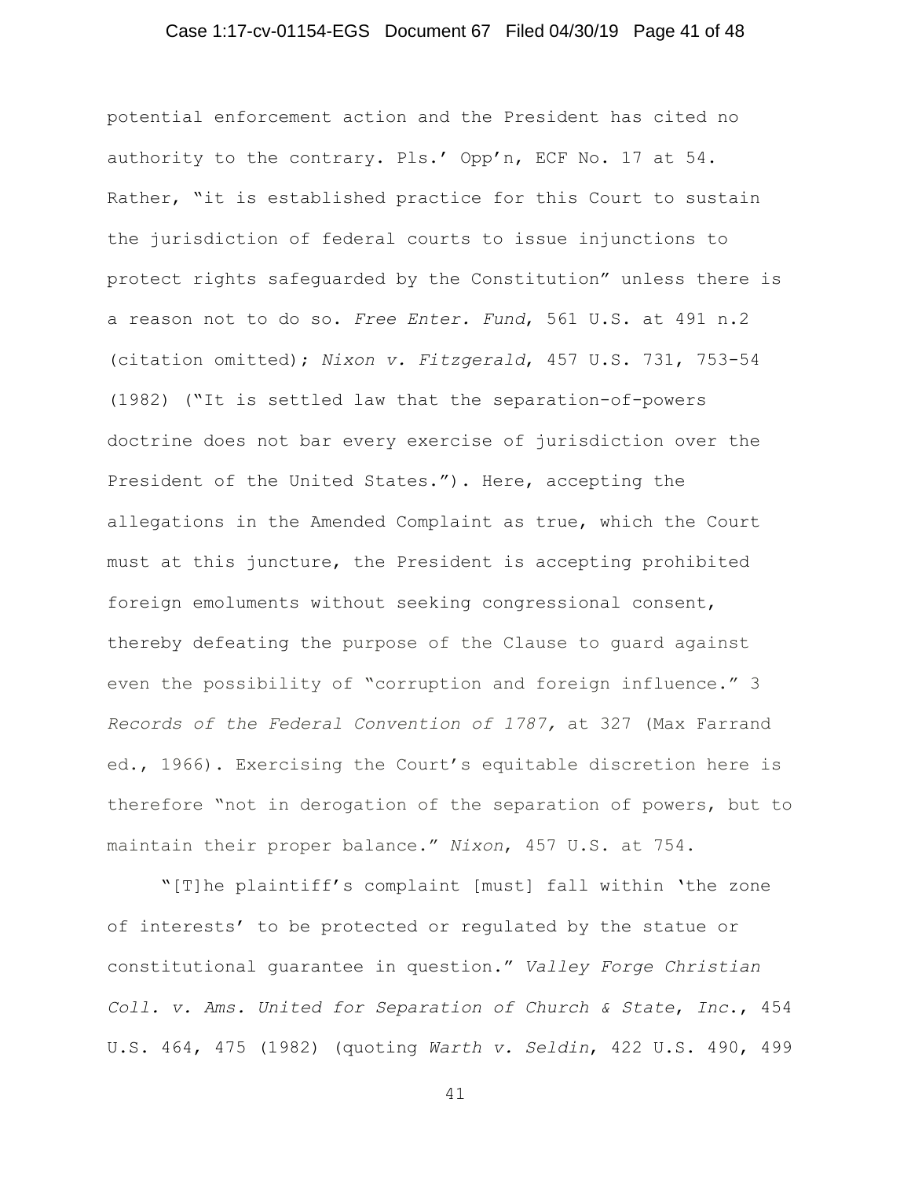potential enforcement action and the President has cited no authority to the contrary. Pls.' Opp'n, ECF No. 17 at 54. Rather, "it is established practice for this Court to sustain the jurisdiction of federal courts to issue injunctions to protect rights safeguarded by the Constitution" unless there is a reason not to do so. *Free Enter. Fund*, 561 U.S. at 491 n.2 (citation omitted); *Nixon v. Fitzgerald*, 457 U.S. 731, 753-54 (1982) ("It is settled law that the separation-of-powers doctrine does not bar every exercise of jurisdiction over the President of the United States."). Here, accepting the allegations in the Amended Complaint as true, which the Court must at this juncture, the President is accepting prohibited foreign emoluments without seeking congressional consent, thereby defeating the purpose of the Clause to guard against even the possibility of "corruption and foreign influence." 3 *Records of the Federal Convention of 1787,* at 327 (Max Farrand ed., 1966). Exercising the Court's equitable discretion here is therefore "not in derogation of the separation of powers, but to maintain their proper balance." *Nixon*, 457 U.S. at 754.

"[T]he plaintiff's complaint [must] fall within 'the zone of interests' to be protected or regulated by the statue or constitutional guarantee in question." *Valley Forge Christian Coll. v. Ams. United for Separation of Church & State*, *Inc.*, 454 U.S. 464, 475 (1982) (quoting *Warth v. Seldin*, 422 U.S. 490, 499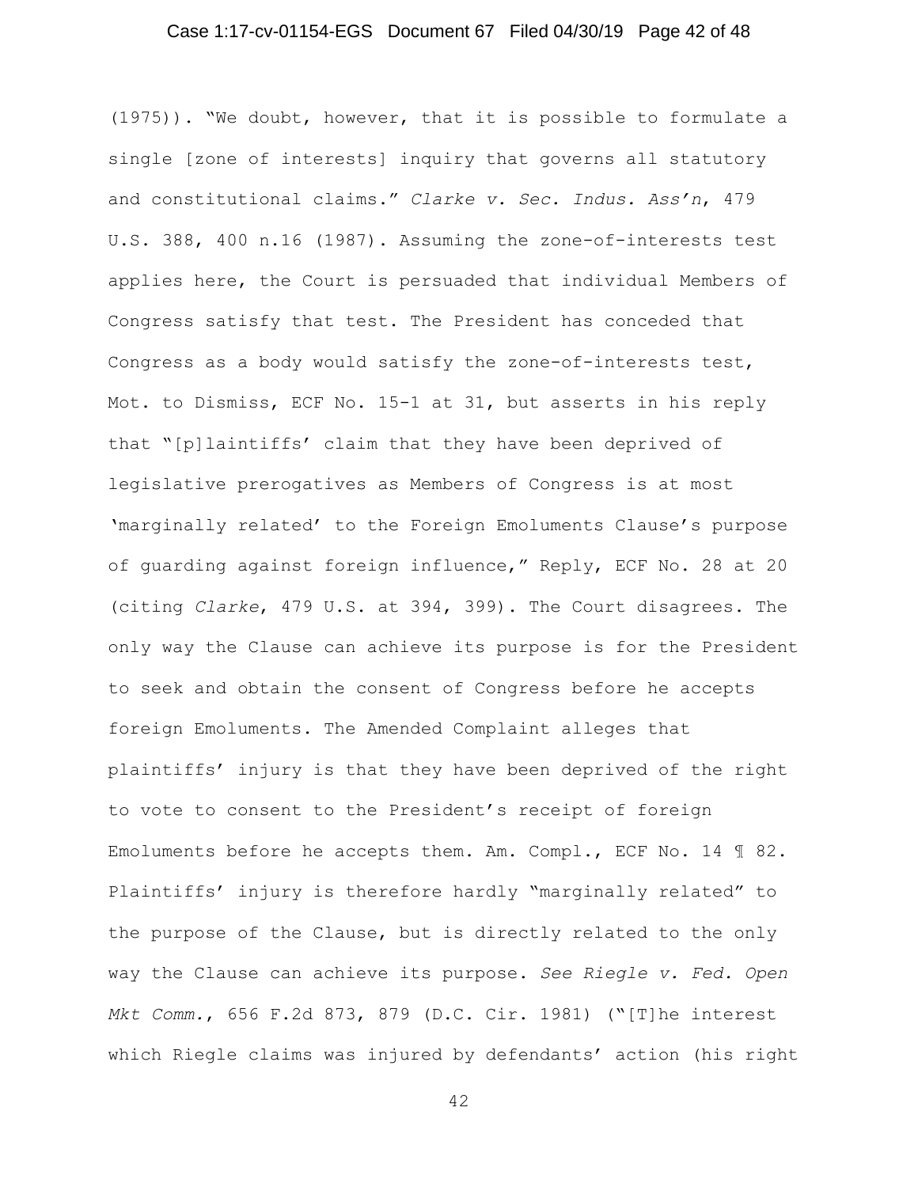(1975)). "We doubt, however, that it is possible to formulate a single [zone of interests] inquiry that governs all statutory and constitutional claims." *Clarke v. Sec. Indus. Ass'n*, 479 U.S. 388, 400 n.16 (1987). Assuming the zone-of-interests test applies here, the Court is persuaded that individual Members of Congress satisfy that test. The President has conceded that Congress as a body would satisfy the zone-of-interests test, Mot. to Dismiss, ECF No. 15-1 at 31, but asserts in his reply that "[p]laintiffs' claim that they have been deprived of legislative prerogatives as Members of Congress is at most 'marginally related' to the Foreign Emoluments Clause's purpose of guarding against foreign influence," Reply, ECF No. 28 at 20 (citing *Clarke*, 479 U.S. at 394, 399). The Court disagrees. The only way the Clause can achieve its purpose is for the President to seek and obtain the consent of Congress before he accepts foreign Emoluments. The Amended Complaint alleges that plaintiffs' injury is that they have been deprived of the right to vote to consent to the President's receipt of foreign Emoluments before he accepts them. Am. Compl., ECF No. 14 ¶ 82. Plaintiffs' injury is therefore hardly "marginally related" to the purpose of the Clause, but is directly related to the only way the Clause can achieve its purpose. *See Riegle v. Fed. Open Mkt Comm.*, 656 F.2d 873, 879 (D.C. Cir. 1981) ("[T]he interest which Riegle claims was injured by defendants' action (his right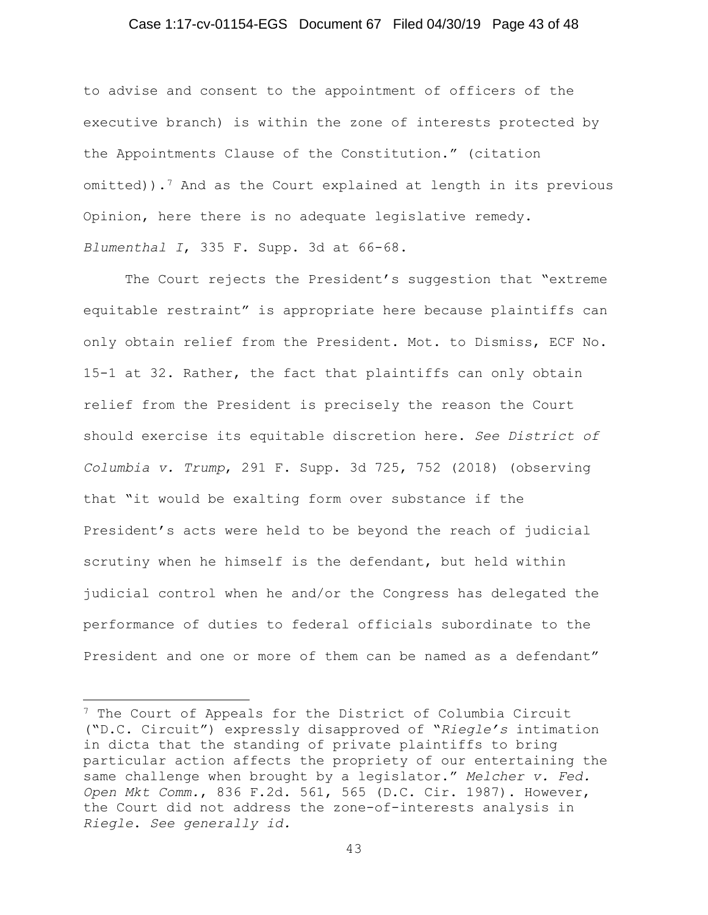to advise and consent to the appointment of officers of the executive branch) is within the zone of interests protected by the Appointments Clause of the Constitution." (citation omitted)).[7] And as the Court explained at length in its previous Opinion, here there is no adequate legislative remedy. *Blumenthal I*, 335 F. Supp. 3d at 66-68.

The Court rejects the President's suggestion that "extreme equitable restraint" is appropriate here because plaintiffs can only obtain relief from the President. Mot. to Dismiss, ECF No. 15-1 at 32. Rather, the fact that plaintiffs can only obtain relief from the President is precisely the reason the Court should exercise its equitable discretion here. *See District of Columbia v. Trump*, 291 F. Supp. 3d 725, 752 (2018) (observing that "it would be exalting form over substance if the President's acts were held to be beyond the reach of judicial scrutiny when he himself is the defendant, but held within judicial control when he and/or the Congress has delegated the performance of duties to federal officials subordinate to the President and one or more of them can be named as a defendant"

---

[7] The Court of Appeals for the District of Columbia Circuit ("D.C. Circuit") expressly disapproved of "*Riegle's* intimation in dicta that the standing of private plaintiffs to bring particular action affects the propriety of our entertaining the same challenge when brought by a legislator." *Melcher v. Fed. Open Mkt Comm.*, 836 F.2d. 561, 565 (D.C. Cir. 1987). However, the Court did not address the zone-of-interests analysis in *Riegle*. *See generally id.*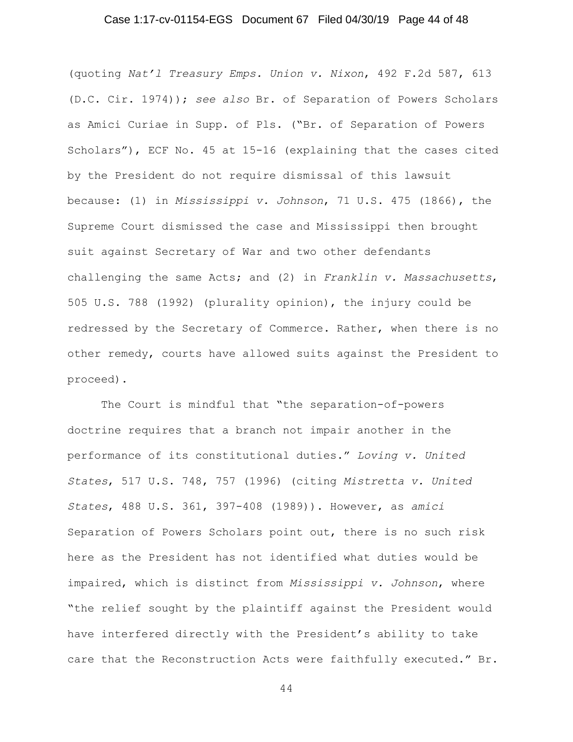(quoting *Nat'l Treasury Emps. Union v. Nixon*, 492 F.2d 587, 613 (D.C. Cir. 1974)); *see also* Br. of Separation of Powers Scholars as Amici Curiae in Supp. of Pls. ("Br. of Separation of Powers Scholars"), ECF No. 45 at 15-16 (explaining that the cases cited by the President do not require dismissal of this lawsuit because: (1) in *Mississippi v. Johnson*, 71 U.S. 475 (1866), the Supreme Court dismissed the case and Mississippi then brought suit against Secretary of War and two other defendants challenging the same Acts; and (2) in *Franklin v. Massachusetts*, 505 U.S. 788 (1992) (plurality opinion), the injury could be redressed by the Secretary of Commerce. Rather, when there is no other remedy, courts have allowed suits against the President to proceed).

The Court is mindful that "the separation-of-powers doctrine requires that a branch not impair another in the performance of its constitutional duties." *Loving v. United States*, 517 U.S. 748, 757 (1996) (citing *Mistretta v. United States*, 488 U.S. 361, 397-408 (1989)). However, as *amici* Separation of Powers Scholars point out, there is no such risk here as the President has not identified what duties would be impaired, which is distinct from *Mississippi v. Johnson*, where "the relief sought by the plaintiff against the President would have interfered directly with the President's ability to take care that the Reconstruction Acts were faithfully executed." Br.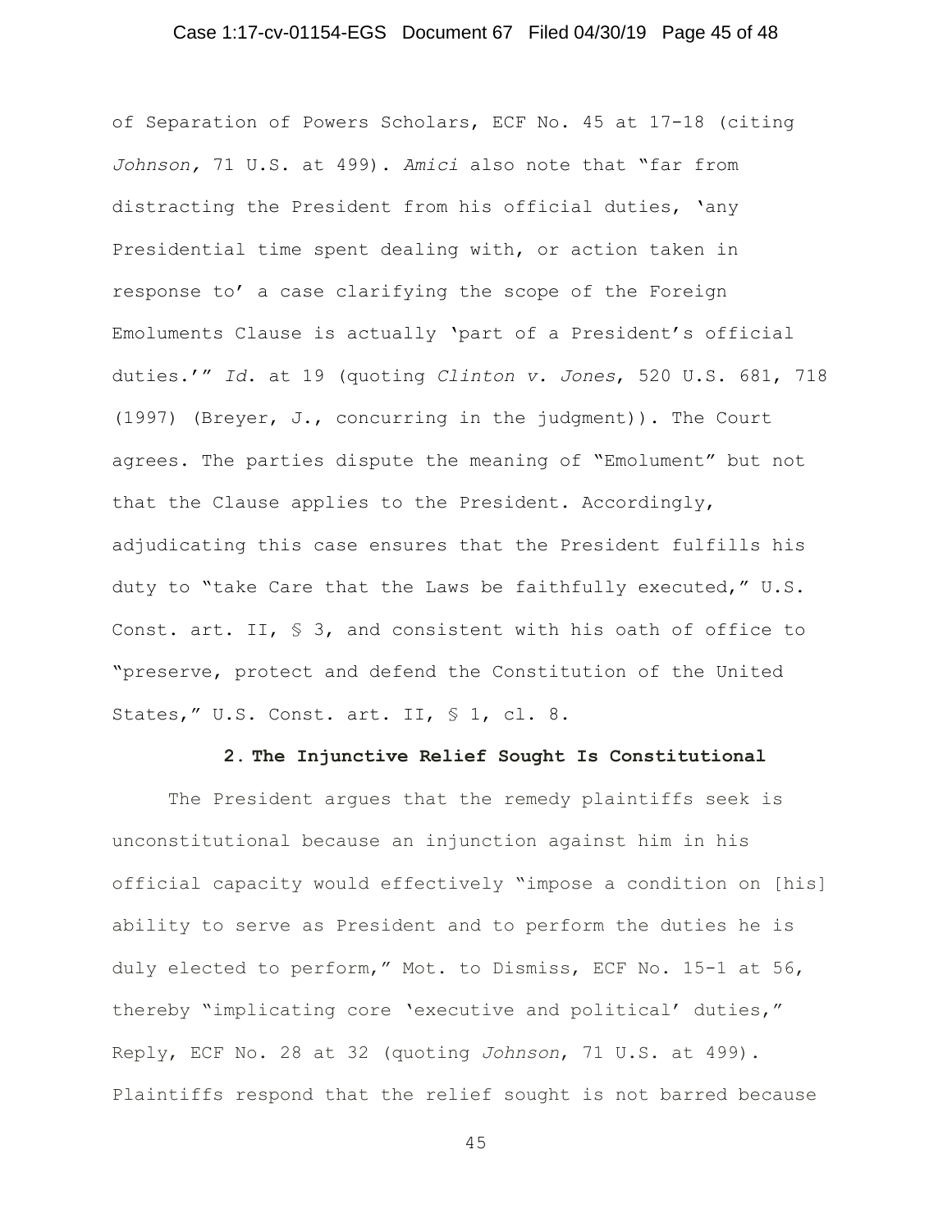of Separation of Powers Scholars, ECF No. 45 at 17-18 (citing *Johnson,* 71 U.S. at 499). *Amici* also note that "far from distracting the President from his official duties, 'any Presidential time spent dealing with, or action taken in response to' a case clarifying the scope of the Foreign Emoluments Clause is actually 'part of a President's official duties.'" *Id.* at 19 (quoting *Clinton v. Jones*, 520 U.S. 681, 718 (1997) (Breyer, J., concurring in the judgment)). The Court agrees. The parties dispute the meaning of "Emolument" but not that the Clause applies to the President. Accordingly, adjudicating this case ensures that the President fulfills his duty to "take Care that the Laws be faithfully executed," U.S. Const. art. II, § 3, and consistent with his oath of office to "preserve, protect and defend the Constitution of the United States," U.S. Const. art. II, § 1, cl. 8.

**2. The Injunctive Relief Sought Is Constitutional**

The President argues that the remedy plaintiffs seek is unconstitutional because an injunction against him in his official capacity would effectively "impose a condition on [his] ability to serve as President and to perform the duties he is duly elected to perform," Mot. to Dismiss, ECF No. 15-1 at 56, thereby "implicating core 'executive and political' duties," Reply, ECF No. 28 at 32 (quoting *Johnson*, 71 U.S. at 499). Plaintiffs respond that the relief sought is not barred because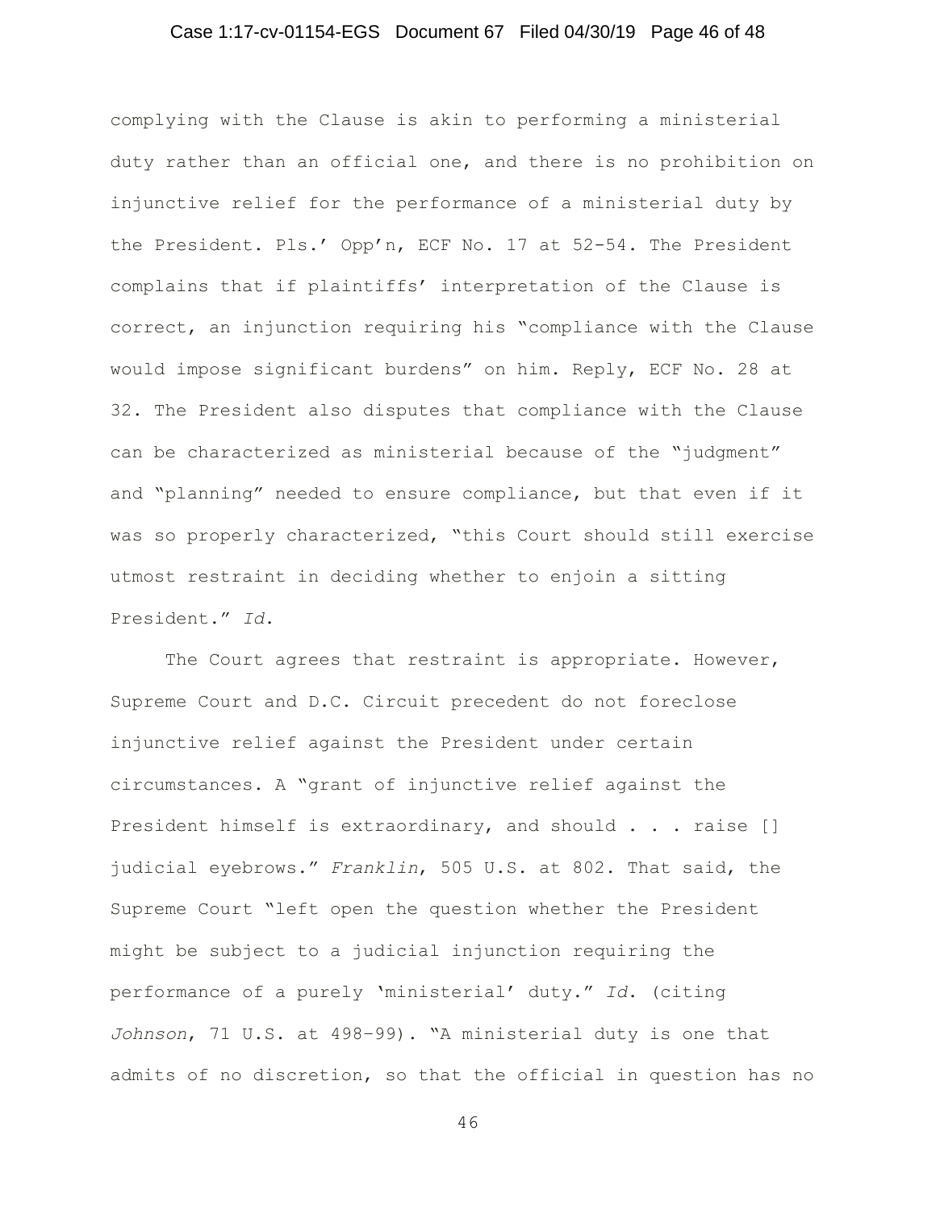complying with the Clause is akin to performing a ministerial duty rather than an official one, and there is no prohibition on injunctive relief for the performance of a ministerial duty by the President. Pls.' Opp'n, ECF No. 17 at 52-54. The President complains that if plaintiffs' interpretation of the Clause is correct, an injunction requiring his "compliance with the Clause would impose significant burdens" on him. Reply, ECF No. 28 at 32. The President also disputes that compliance with the Clause can be characterized as ministerial because of the "judgment" and "planning" needed to ensure compliance, but that even if it was so properly characterized, "this Court should still exercise utmost restraint in deciding whether to enjoin a sitting President." *Id.*

The Court agrees that restraint is appropriate. However, Supreme Court and D.C. Circuit precedent do not foreclose injunctive relief against the President under certain circumstances. A "grant of injunctive relief against the President himself is extraordinary, and should . . . raise [] judicial eyebrows." *Franklin*, 505 U.S. at 802. That said, the Supreme Court "left open the question whether the President might be subject to a judicial injunction requiring the performance of a purely 'ministerial' duty." *Id.* (citing *Johnson*, 71 U.S. at 498–99). "A ministerial duty is one that admits of no discretion, so that the official in question has no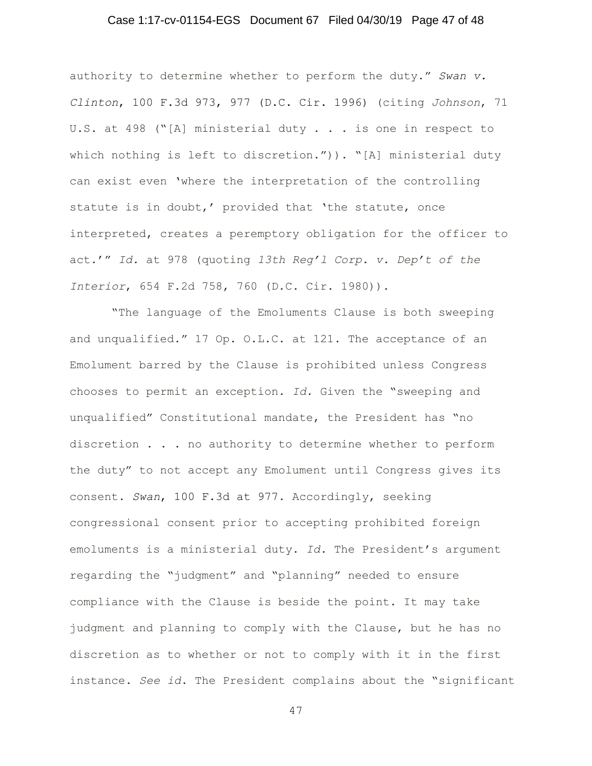authority to determine whether to perform the duty." *Swan v. Clinton*, 100 F.3d 973, 977 (D.C. Cir. 1996) (citing *Johnson*, 71 U.S. at 498 ("[A] ministerial duty . . . is one in respect to which nothing is left to discretion.")). "[A] ministerial duty can exist even 'where the interpretation of the controlling statute is in doubt,' provided that 'the statute, once interpreted, creates a peremptory obligation for the officer to act.'" *Id.* at 978 (quoting *13th Reg'l Corp. v. Dep't of the Interior*, 654 F.2d 758, 760 (D.C. Cir. 1980)).

"The language of the Emoluments Clause is both sweeping and unqualified." 17 Op. O.L.C. at 121. The acceptance of an Emolument barred by the Clause is prohibited unless Congress chooses to permit an exception. *Id.* Given the "sweeping and unqualified" Constitutional mandate, the President has "no discretion . . . no authority to determine whether to perform the duty" to not accept any Emolument until Congress gives its consent. *Swan*, 100 F.3d at 977. Accordingly, seeking congressional consent prior to accepting prohibited foreign emoluments is a ministerial duty. *Id.* The President's argument regarding the "judgment" and "planning" needed to ensure compliance with the Clause is beside the point. It may take judgment and planning to comply with the Clause, but he has no discretion as to whether or not to comply with it in the first instance. *See id.* The President complains about the "significant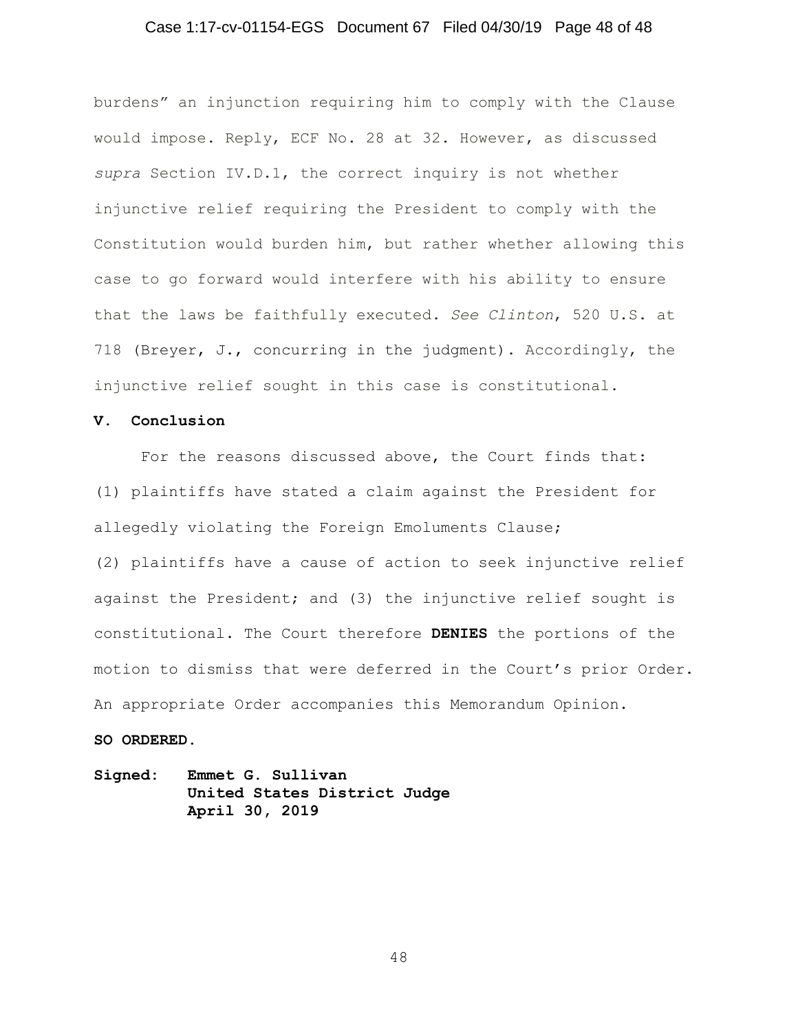burdens" an injunction requiring him to comply with the Clause would impose. Reply, ECF No. 28 at 32. However, as discussed *supra* Section IV.D.1, the correct inquiry is not whether injunctive relief requiring the President to comply with the Constitution would burden him, but rather whether allowing this case to go forward would interfere with his ability to ensure that the laws be faithfully executed. *See Clinton*, 520 U.S. at 718 (Breyer, J., concurring in the judgment). Accordingly, the injunctive relief sought in this case is constitutional.

## V. Conclusion

For the reasons discussed above, the Court finds that: (1) plaintiffs have stated a claim against the President for allegedly violating the Foreign Emoluments Clause; (2) plaintiffs have a cause of action to seek injunctive relief against the President; and (3) the injunctive relief sought is constitutional. The Court therefore **DENIES** the portions of the motion to dismiss that were deferred in the Court's prior Order. An appropriate Order accompanies this Memorandum Opinion.

**SO ORDERED.**

**Signed: Emmet G. Sullivan**
**United States District Judge**
**April 30, 2019**